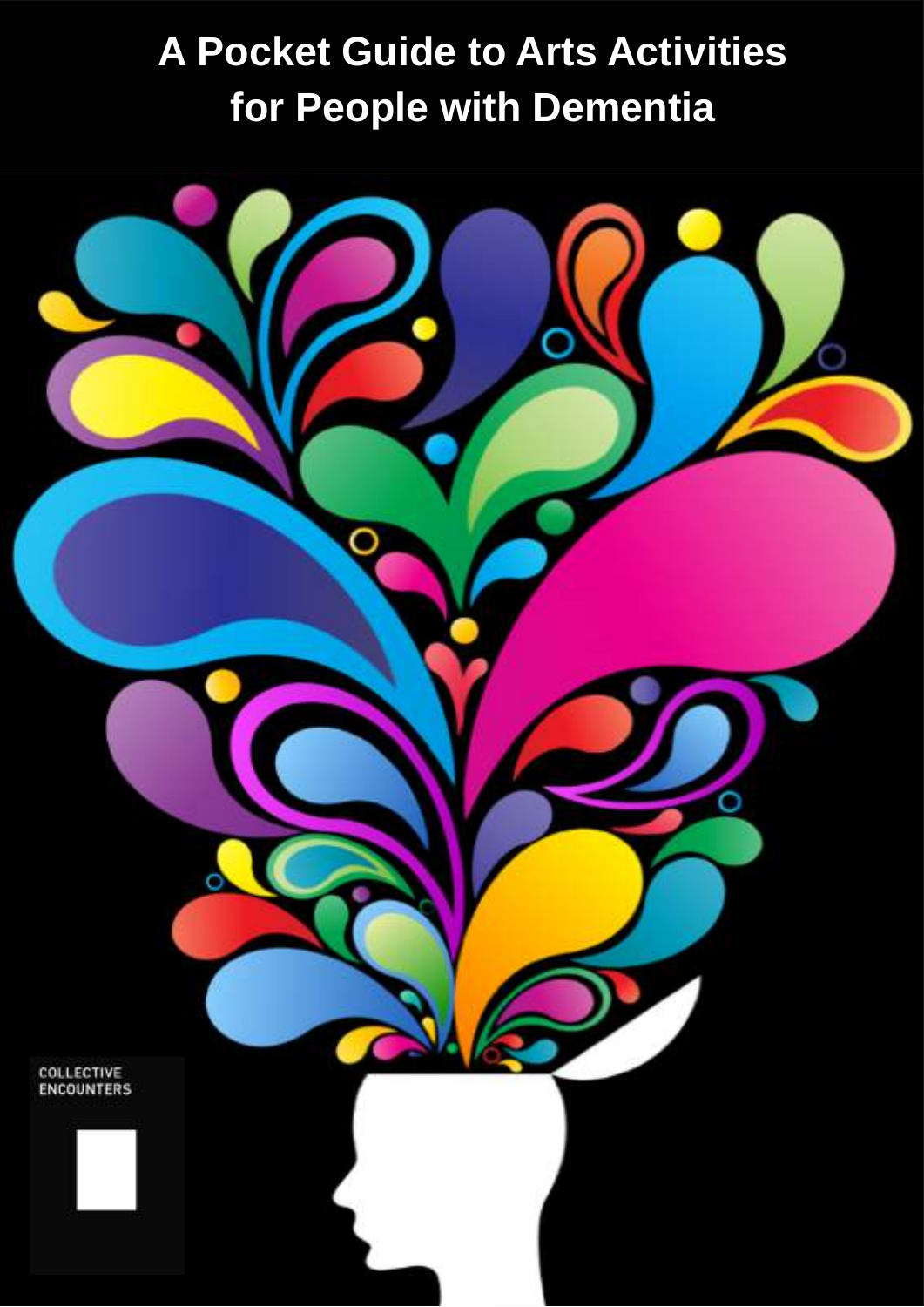# A Pocket Guide to Arts Activities for People with Dementia

COLLECTIVE ENCOUNTERS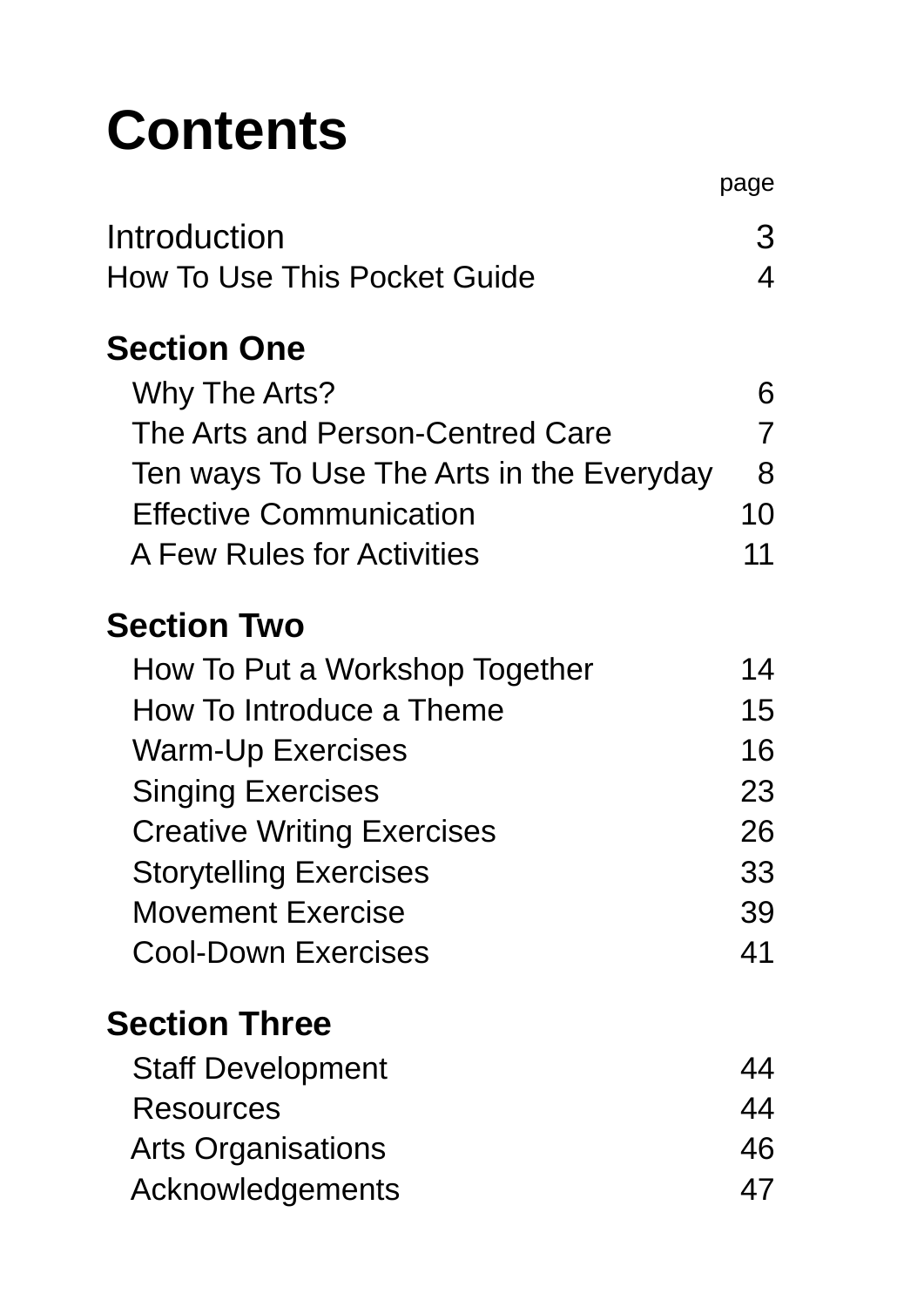# Contents

| | page |
|---|---|
| Introduction | 3 |
| How To Use This Pocket Guide | 4 |
| **Section One** | |
| Why The Arts? | 6 |
| The Arts and Person-Centred Care | 7 |
| Ten ways To Use The Arts in the Everyday | 8 |
| Effective Communication | 10 |
| A Few Rules for Activities | 11 |
| **Section Two** | |
| How To Put a Workshop Together | 14 |
| How To Introduce a Theme | 15 |
| Warm-Up Exercises | 16 |
| Singing Exercises | 23 |
| Creative Writing Exercises | 26 |
| Storytelling Exercises | 33 |
| Movement Exercise | 39 |
| Cool-Down Exercises | 41 |
| **Section Three** | |
| Staff Development | 44 |
| Resources | 44 |
| Arts Organisations | 46 |
| Acknowledgements | 47 |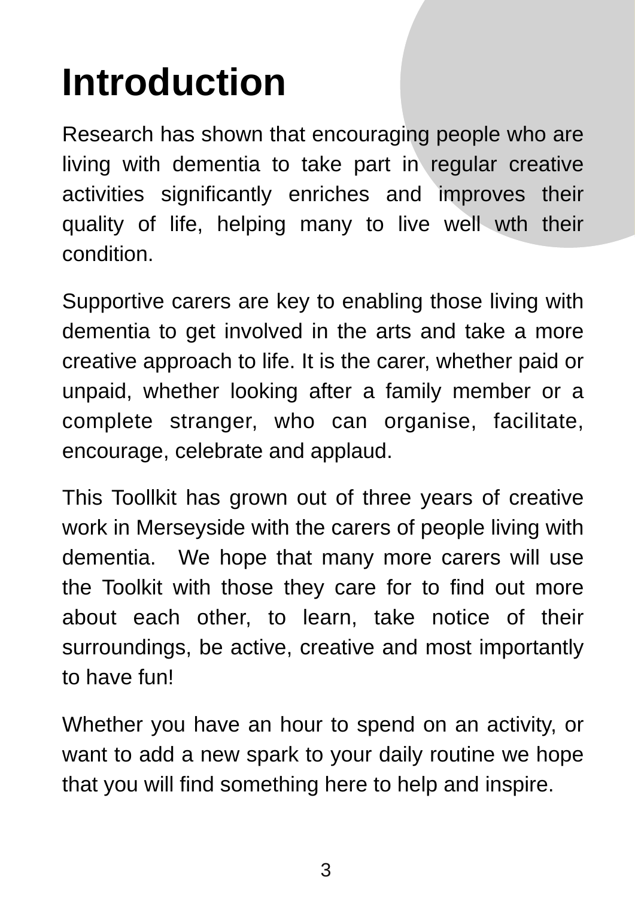# Introduction

Research has shown that encouraging people who are living with dementia to take part in regular creative activities significantly enriches and improves their quality of life, helping many to live well wth their condition.

Supportive carers are key to enabling those living with dementia to get involved in the arts and take a more creative approach to life. It is the carer, whether paid or unpaid, whether looking after a family member or a complete stranger, who can organise, facilitate, encourage, celebrate and applaud.

This Toollkit has grown out of three years of creative work in Merseyside with the carers of people living with dementia. We hope that many more carers will use the Toolkit with those they care for to find out more about each other, to learn, take notice of their surroundings, be active, creative and most importantly to have fun!

Whether you have an hour to spend on an activity, or want to add a new spark to your daily routine we hope that you will find something here to help and inspire.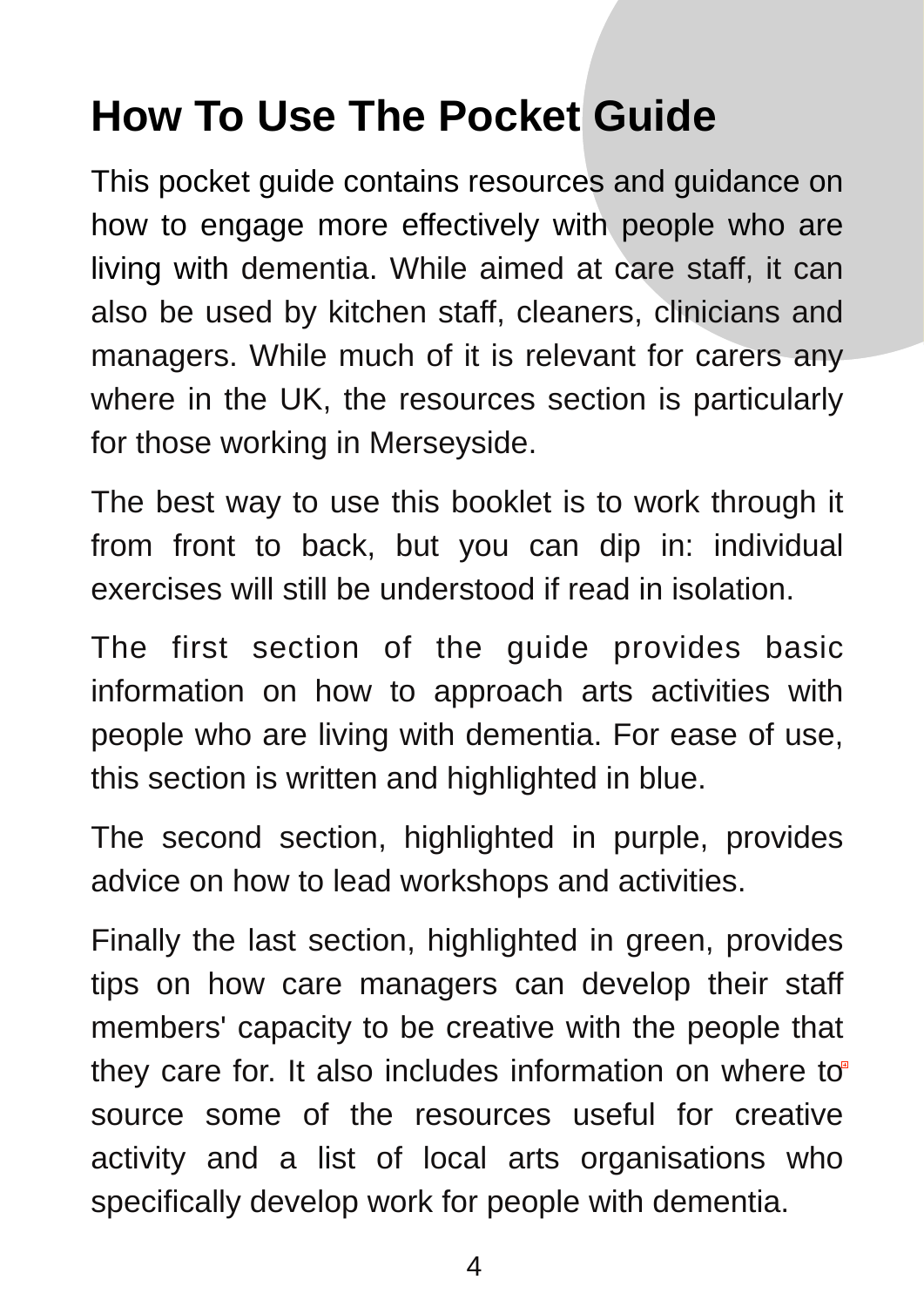# How To Use The Pocket Guide

This pocket guide contains resources and guidance on how to engage more effectively with people who are living with dementia. While aimed at care staff, it can also be used by kitchen staff, cleaners, clinicians and managers. While much of it is relevant for carers any where in the UK, the resources section is particularly for those working in Merseyside.

The best way to use this booklet is to work through it from front to back, but you can dip in: individual exercises will still be understood if read in isolation.

The first section of the guide provides basic information on how to approach arts activities with people who are living with dementia. For ease of use, this section is written and highlighted in blue.

The second section, highlighted in purple, provides advice on how to lead workshops and activities.

Finally the last section, highlighted in green, provides tips on how care managers can develop their staff members' capacity to be creative with the people that they care for. It also includes information on where to source some of the resources useful for creative activity and a list of local arts organisations who specifically develop work for people with dementia.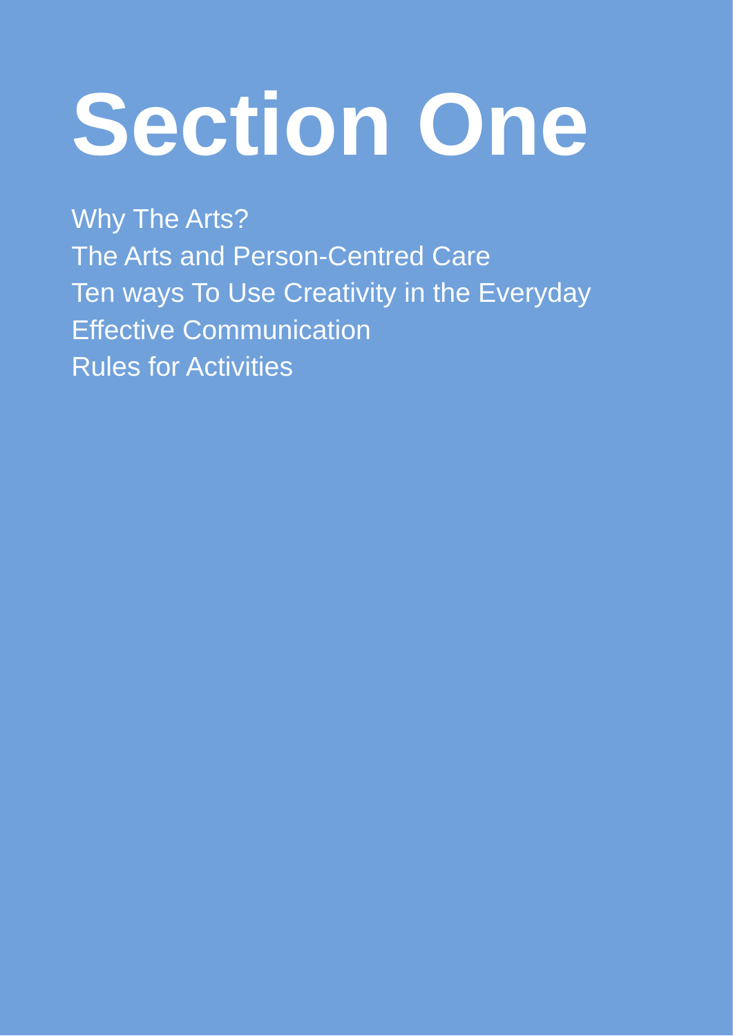# Section One

Why The Arts?
The Arts and Person-Centred Care
Ten ways To Use Creativity in the Everyday
Effective Communication
Rules for Activities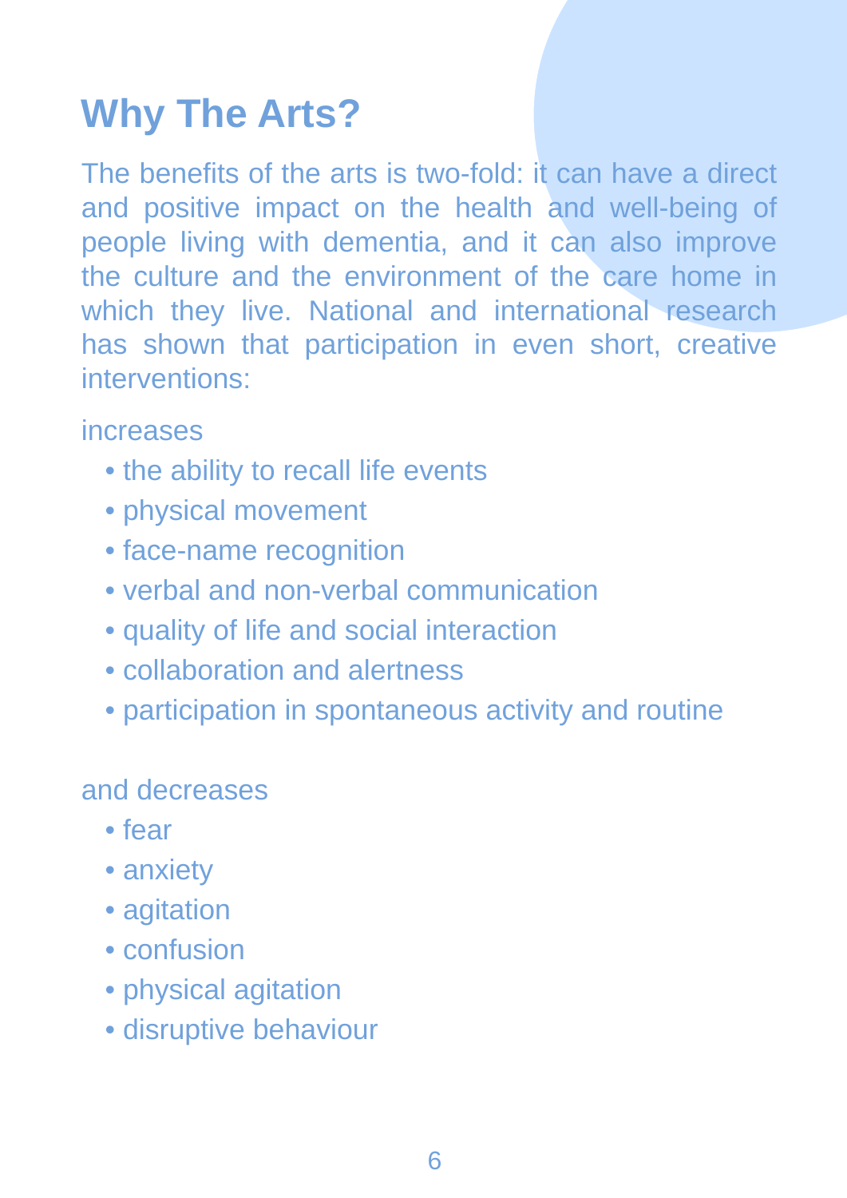# Why The Arts?

The benefits of the arts is two-fold: it can have a direct and positive impact on the health and well-being of people living with dementia, and it can also improve the culture and the environment of the care home in which they live. National and international research has shown that participation in even short, creative interventions:

increases

- the ability to recall life events
- physical movement
- face-name recognition
- verbal and non-verbal communication
- quality of life and social interaction
- collaboration and alertness
- participation in spontaneous activity and routine

and decreases

- fear
- anxiety
- agitation
- confusion
- physical agitation
- disruptive behaviour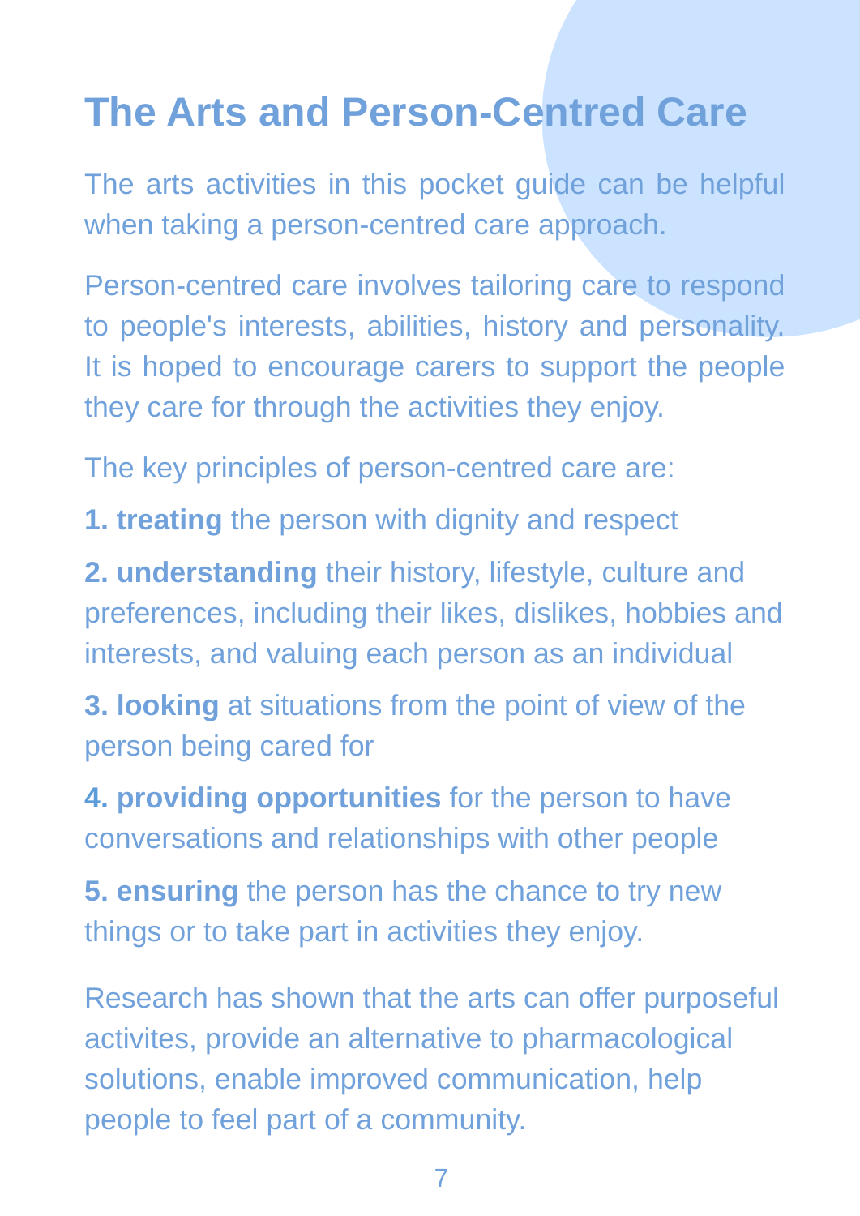# The Arts and Person-Centred Care

The arts activities in this pocket guide can be helpful when taking a person-centred care approach.

Person-centred care involves tailoring care to respond to people's interests, abilities, history and personality. It is hoped to encourage carers to support the people they care for through the activities they enjoy.

The key principles of person-centred care are:

**1. treating** the person with dignity and respect

**2. understanding** their history, lifestyle, culture and preferences, including their likes, dislikes, hobbies and interests, and valuing each person as an individual

**3. looking** at situations from the point of view of the person being cared for

**4. providing opportunities** for the person to have conversations and relationships with other people

**5. ensuring** the person has the chance to try new things or to take part in activities they enjoy.

Research has shown that the arts can offer purposeful activites, provide an alternative to pharmacological solutions, enable improved communication, help people to feel part of a community.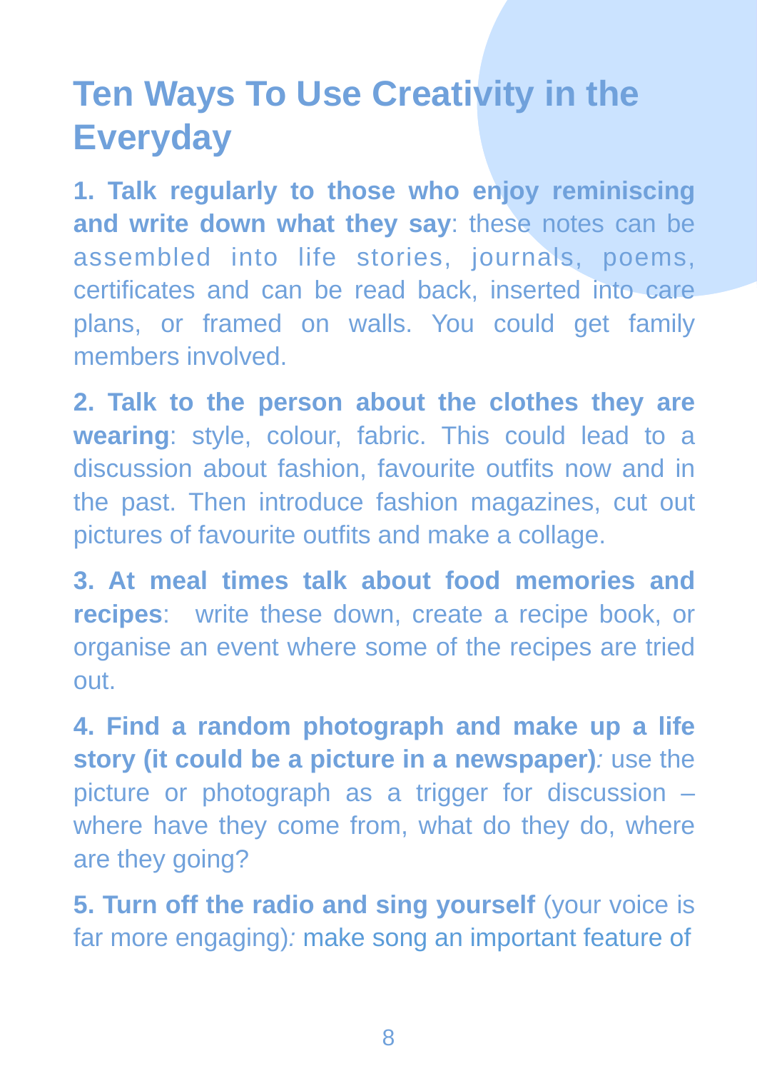# Ten Ways To Use Creativity in the Everyday

**1. Talk regularly to those who enjoy reminiscing and write down what they say**: these notes can be assembled into life stories, journals, poems, certificates and can be read back, inserted into care plans, or framed on walls. You could get family members involved.

**2. Talk to the person about the clothes they are wearing**: style, colour, fabric. This could lead to a discussion about fashion, favourite outfits now and in the past. Then introduce fashion magazines, cut out pictures of favourite outfits and make a collage.

**3. At meal times talk about food memories and recipes**: write these down, create a recipe book, or organise an event where some of the recipes are tried out.

**4. Find a random photograph and make up a life story (it could be a picture in a newspaper)***:* use the picture or photograph as a trigger for discussion – where have they come from, what do they do, where are they going?

**5. Turn off the radio and sing yourself** (your voice is far more engaging)*:* make song an important feature of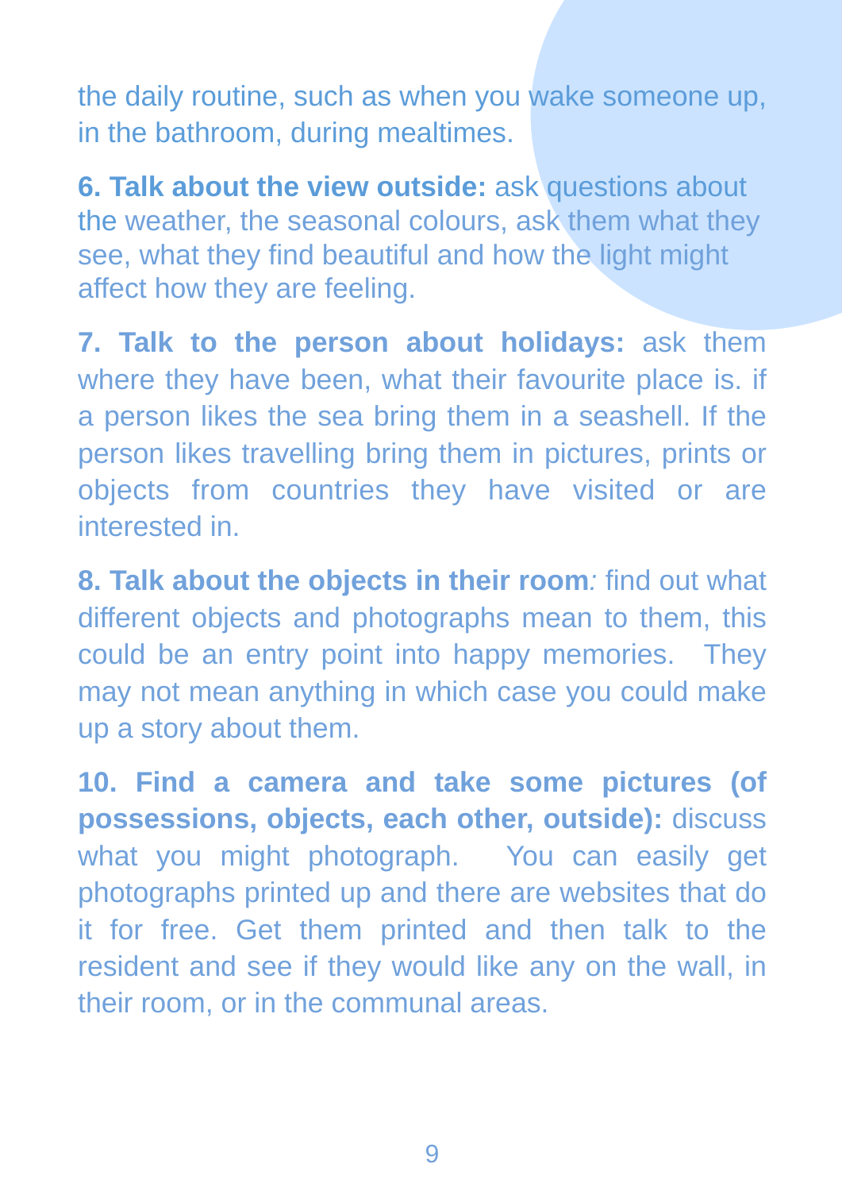the daily routine, such as when you wake someone up, in the bathroom, during mealtimes.

**6. Talk about the view outside:** ask questions about the weather, the seasonal colours, ask them what they see, what they find beautiful and how the light might affect how they are feeling.

**7. Talk to the person about holidays:** ask them where they have been, what their favourite place is. if a person likes the sea bring them in a seashell. If the person likes travelling bring them in pictures, prints or objects from countries they have visited or are interested in.

**8. Talk about the objects in their room***:* find out what different objects and photographs mean to them, this could be an entry point into happy memories. They may not mean anything in which case you could make up a story about them.

**10. Find a camera and take some pictures (of possessions, objects, each other, outside):** discuss what you might photograph. You can easily get photographs printed up and there are websites that do it for free. Get them printed and then talk to the resident and see if they would like any on the wall, in their room, or in the communal areas.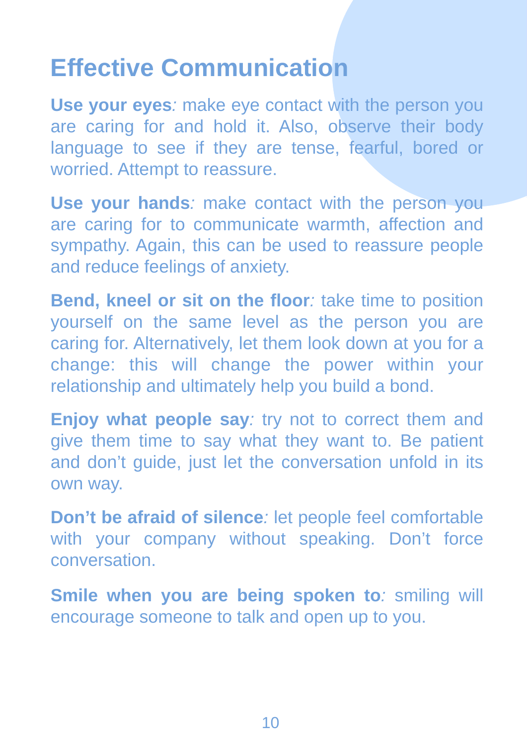# Effective Communication

**Use your eyes***:* make eye contact with the person you are caring for and hold it. Also, observe their body language to see if they are tense, fearful, bored or worried. Attempt to reassure.

**Use your hands***:* make contact with the person you are caring for to communicate warmth, affection and sympathy. Again, this can be used to reassure people and reduce feelings of anxiety.

**Bend, kneel or sit on the floor***:* take time to position yourself on the same level as the person you are caring for. Alternatively, let them look down at you for a change: this will change the power within your relationship and ultimately help you build a bond.

**Enjoy what people say***:* try not to correct them and give them time to say what they want to. Be patient and don't guide, just let the conversation unfold in its own way.

**Don't be afraid of silence***:* let people feel comfortable with your company without speaking. Don't force conversation.

**Smile when you are being spoken to***:* smiling will encourage someone to talk and open up to you.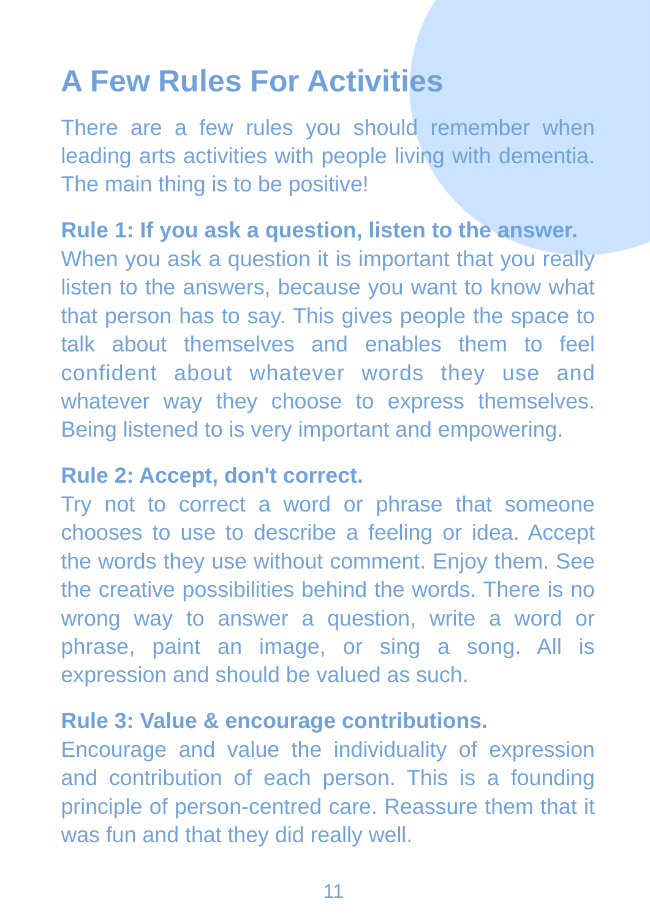# A Few Rules For Activities

There are a few rules you should remember when leading arts activities with people living with dementia. The main thing is to be positive!

**Rule 1: If you ask a question, listen to the answer.**
When you ask a question it is important that you really listen to the answers, because you want to know what that person has to say. This gives people the space to talk about themselves and enables them to feel confident about whatever words they use and whatever way they choose to express themselves. Being listened to is very important and empowering.

**Rule 2: Accept, don't correct.**
Try not to correct a word or phrase that someone chooses to use to describe a feeling or idea. Accept the words they use without comment. Enjoy them. See the creative possibilities behind the words. There is no wrong way to answer a question, write a word or phrase, paint an image, or sing a song. All is expression and should be valued as such.

**Rule 3: Value & encourage contributions.**
Encourage and value the individuality of expression and contribution of each person. This is a founding principle of person-centred care. Reassure them that it was fun and that they did really well.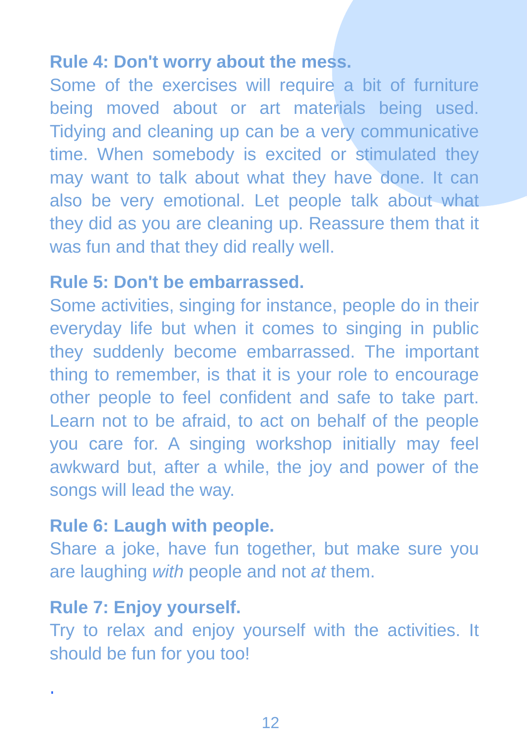**Rule 4: Don't worry about the mess.**

Some of the exercises will require a bit of furniture being moved about or art materials being used. Tidying and cleaning up can be a very communicative time. When somebody is excited or stimulated they may want to talk about what they have done. It can also be very emotional. Let people talk about what they did as you are cleaning up. Reassure them that it was fun and that they did really well.

**Rule 5: Don't be embarrassed.**

Some activities, singing for instance, people do in their everyday life but when it comes to singing in public they suddenly become embarrassed. The important thing to remember, is that it is your role to encourage other people to feel confident and safe to take part. Learn not to be afraid, to act on behalf of the people you care for. A singing workshop initially may feel awkward but, after a while, the joy and power of the songs will lead the way.

**Rule 6: Laugh with people.**

Share a joke, have fun together, but make sure you are laughing *with* people and not *at* them.

**Rule 7: Enjoy yourself.**

Try to relax and enjoy yourself with the activities. It should be fun for you too!

.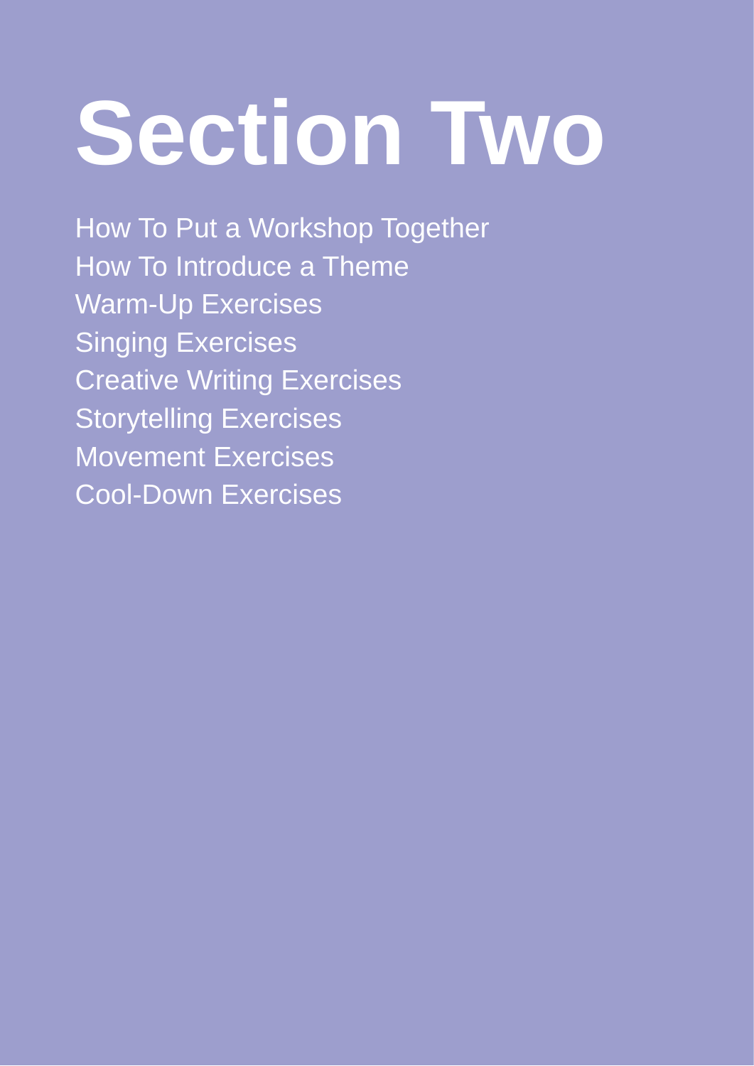# Section Two

How To Put a Workshop Together
How To Introduce a Theme
Warm-Up Exercises
Singing Exercises
Creative Writing Exercises
Storytelling Exercises
Movement Exercises
Cool-Down Exercises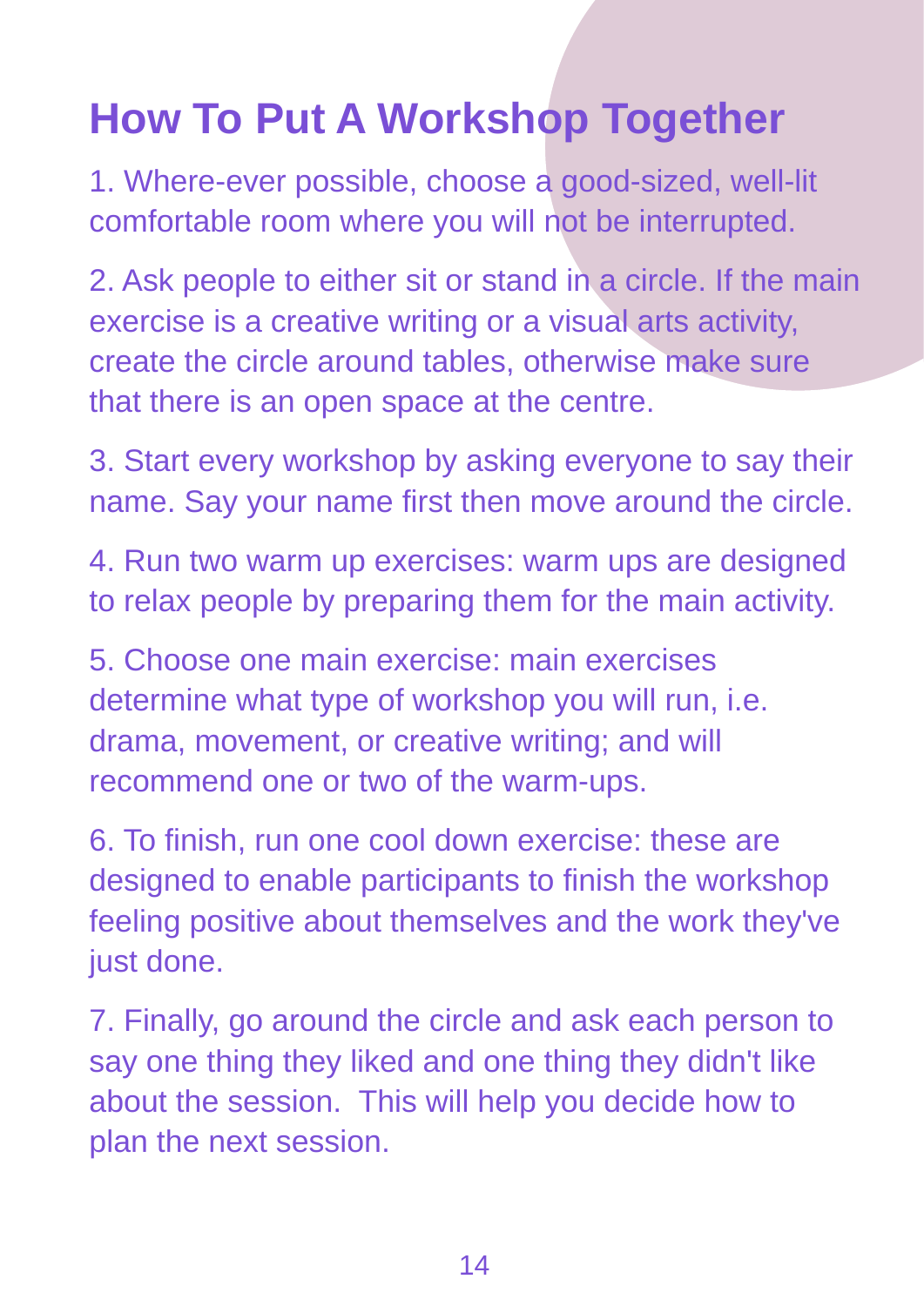# How To Put A Workshop Together

1. Where-ever possible, choose a good-sized, well-lit comfortable room where you will not be interrupted.

2. Ask people to either sit or stand in a circle. If the main exercise is a creative writing or a visual arts activity, create the circle around tables, otherwise make sure that there is an open space at the centre.

3. Start every workshop by asking everyone to say their name. Say your name first then move around the circle.

4. Run two warm up exercises: warm ups are designed to relax people by preparing them for the main activity.

5. Choose one main exercise: main exercises determine what type of workshop you will run, i.e. drama, movement, or creative writing; and will recommend one or two of the warm-ups.

6. To finish, run one cool down exercise: these are designed to enable participants to finish the workshop feeling positive about themselves and the work they've just done.

7. Finally, go around the circle and ask each person to say one thing they liked and one thing they didn't like about the session. This will help you decide how to plan the next session.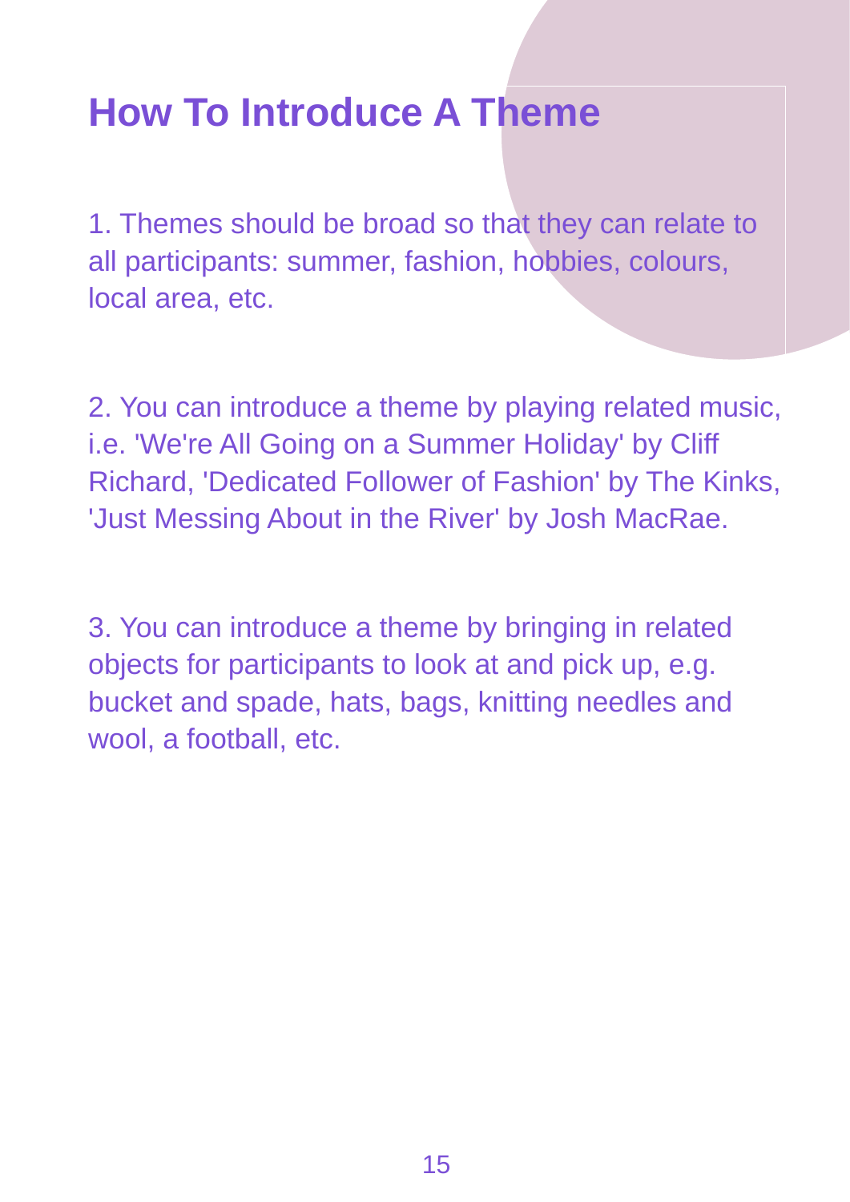# How To Introduce A Theme

1. Themes should be broad so that they can relate to all participants: summer, fashion, hobbies, colours, local area, etc.

2. You can introduce a theme by playing related music, i.e. 'We're All Going on a Summer Holiday' by Cliff Richard, 'Dedicated Follower of Fashion' by The Kinks, 'Just Messing About in the River' by Josh MacRae.

3. You can introduce a theme by bringing in related objects for participants to look at and pick up, e.g. bucket and spade, hats, bags, knitting needles and wool, a football, etc.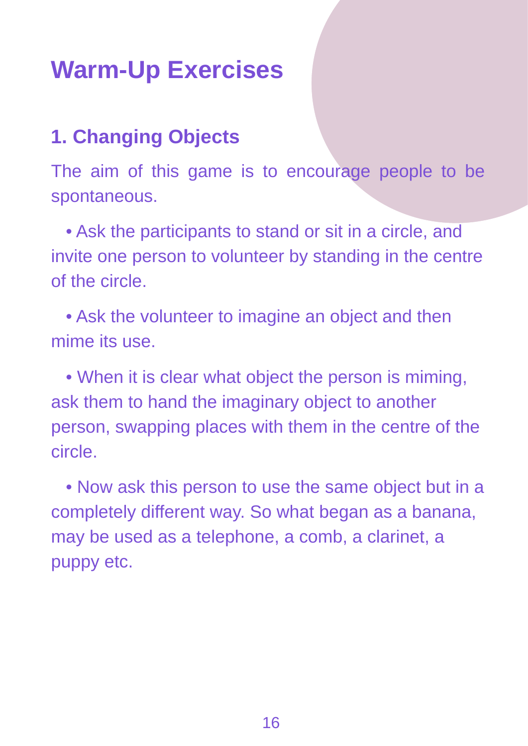# Warm-Up Exercises

## 1. Changing Objects

The aim of this game is to encourage people to be spontaneous.

- Ask the participants to stand or sit in a circle, and invite one person to volunteer by standing in the centre of the circle.
- Ask the volunteer to imagine an object and then mime its use.
- When it is clear what object the person is miming, ask them to hand the imaginary object to another person, swapping places with them in the centre of the circle.
- Now ask this person to use the same object but in a completely different way. So what began as a banana, may be used as a telephone, a comb, a clarinet, a puppy etc.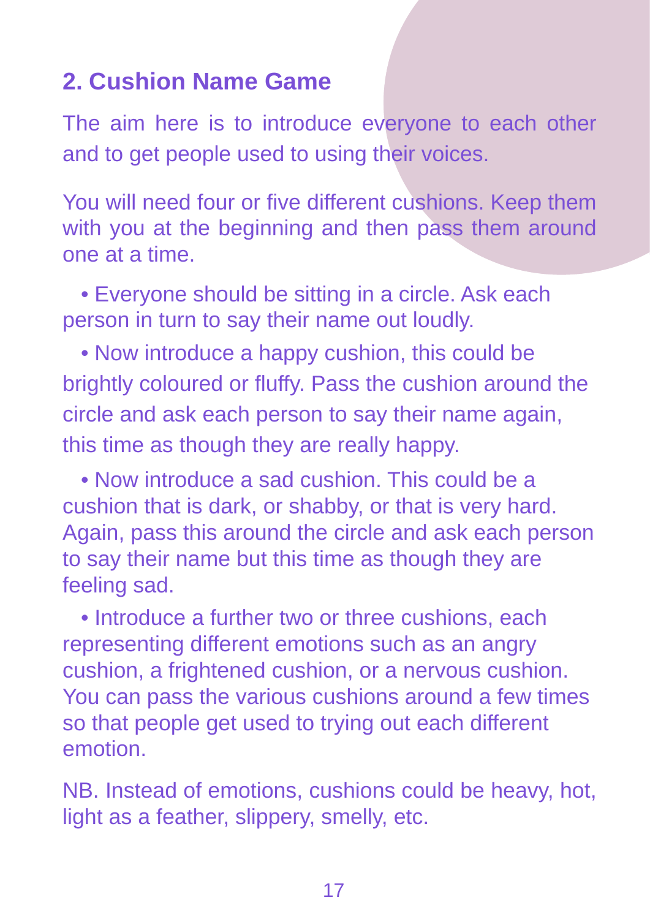## 2. Cushion Name Game

The aim here is to introduce everyone to each other and to get people used to using their voices.

You will need four or five different cushions. Keep them with you at the beginning and then pass them around one at a time.

- Everyone should be sitting in a circle. Ask each person in turn to say their name out loudly.
- Now introduce a happy cushion, this could be brightly coloured or fluffy. Pass the cushion around the circle and ask each person to say their name again, this time as though they are really happy.
- Now introduce a sad cushion. This could be a cushion that is dark, or shabby, or that is very hard. Again, pass this around the circle and ask each person to say their name but this time as though they are feeling sad.
- Introduce a further two or three cushions, each representing different emotions such as an angry cushion, a frightened cushion, or a nervous cushion. You can pass the various cushions around a few times so that people get used to trying out each different emotion.

NB. Instead of emotions, cushions could be heavy, hot, light as a feather, slippery, smelly, etc.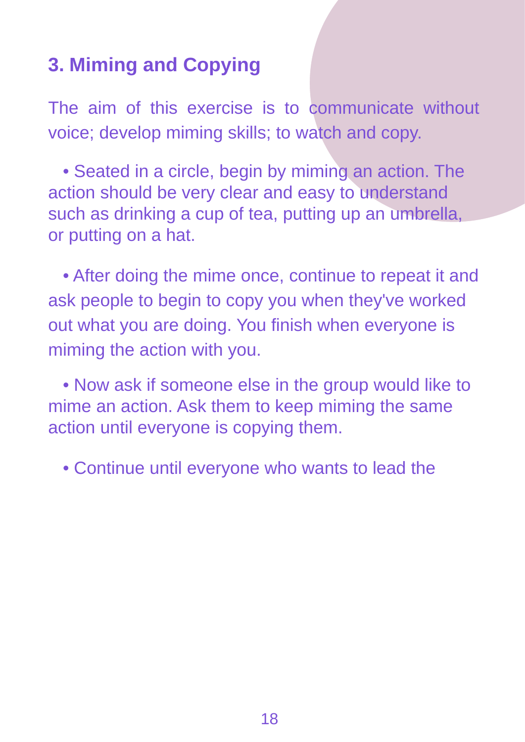## 3. Miming and Copying

The aim of this exercise is to communicate without voice; develop miming skills; to watch and copy.

- Seated in a circle, begin by miming an action. The action should be very clear and easy to understand such as drinking a cup of tea, putting up an umbrella, or putting on a hat.

- After doing the mime once, continue to repeat it and ask people to begin to copy you when they've worked out what you are doing. You finish when everyone is miming the action with you.

- Now ask if someone else in the group would like to mime an action. Ask them to keep miming the same action until everyone is copying them.

- Continue until everyone who wants to lead the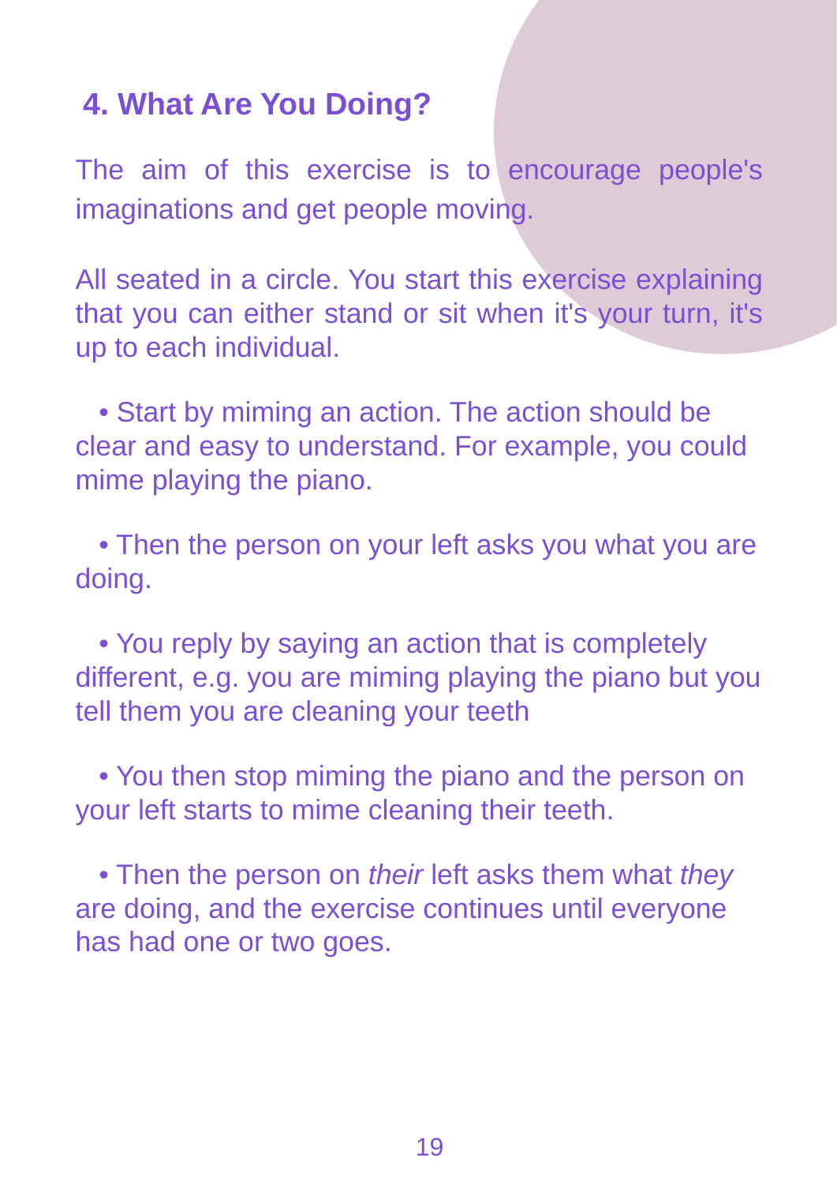## 4. What Are You Doing?

The aim of this exercise is to encourage people's imaginations and get people moving.

All seated in a circle. You start this exercise explaining that you can either stand or sit when it's your turn, it's up to each individual.

- Start by miming an action. The action should be clear and easy to understand. For example, you could mime playing the piano.

- Then the person on your left asks you what you are doing.

- You reply by saying an action that is completely different, e.g. you are miming playing the piano but you tell them you are cleaning your teeth

- You then stop miming the piano and the person on your left starts to mime cleaning their teeth.

- Then the person on *their* left asks them what *they* are doing, and the exercise continues until everyone has had one or two goes.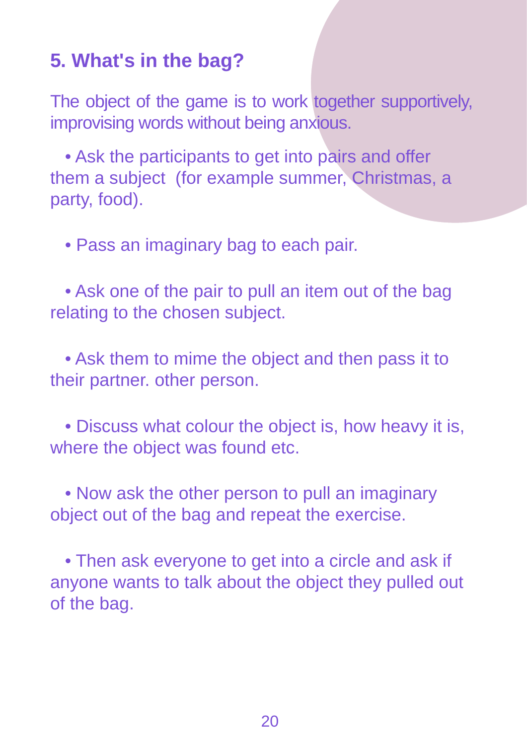## 5. What's in the bag?

The object of the game is to work together supportively, improvising words without being anxious.

- Ask the participants to get into pairs and offer them a subject (for example summer, Christmas, a party, food).
- Pass an imaginary bag to each pair.
- Ask one of the pair to pull an item out of the bag relating to the chosen subject.
- Ask them to mime the object and then pass it to their partner. other person.
- Discuss what colour the object is, how heavy it is, where the object was found etc.
- Now ask the other person to pull an imaginary object out of the bag and repeat the exercise.
- Then ask everyone to get into a circle and ask if anyone wants to talk about the object they pulled out of the bag.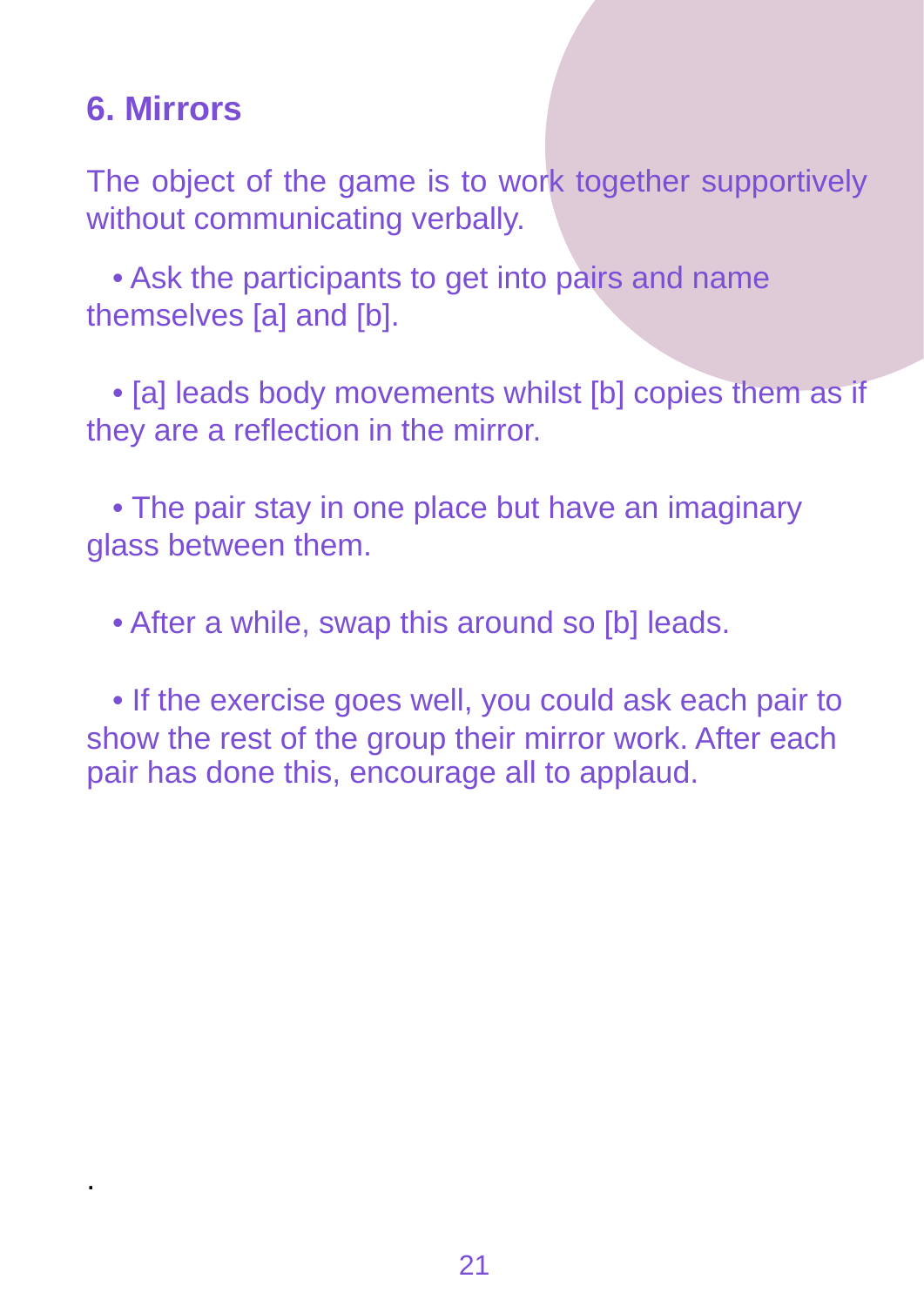## 6. Mirrors

The object of the game is to work together supportively without communicating verbally.

- Ask the participants to get into pairs and name themselves [a] and [b].
- [a] leads body movements whilst [b] copies them as if they are a reflection in the mirror.
- The pair stay in one place but have an imaginary glass between them.
- After a while, swap this around so [b] leads.
- If the exercise goes well, you could ask each pair to show the rest of the group their mirror work. After each pair has done this, encourage all to applaud.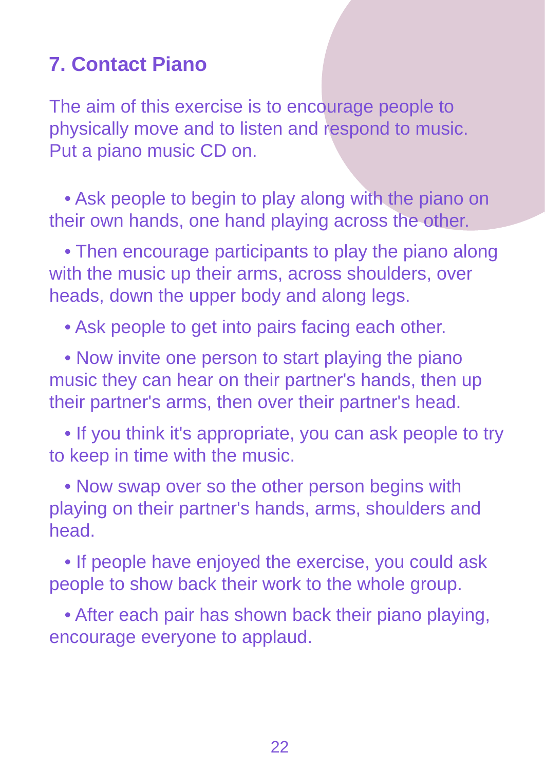## 7. Contact Piano

The aim of this exercise is to encourage people to physically move and to listen and respond to music. Put a piano music CD on.

- Ask people to begin to play along with the piano on their own hands, one hand playing across the other.
- Then encourage participants to play the piano along with the music up their arms, across shoulders, over heads, down the upper body and along legs.
- Ask people to get into pairs facing each other.
- Now invite one person to start playing the piano music they can hear on their partner's hands, then up their partner's arms, then over their partner's head.
- If you think it's appropriate, you can ask people to try to keep in time with the music.
- Now swap over so the other person begins with playing on their partner's hands, arms, shoulders and head.
- If people have enjoyed the exercise, you could ask people to show back their work to the whole group.
- After each pair has shown back their piano playing, encourage everyone to applaud.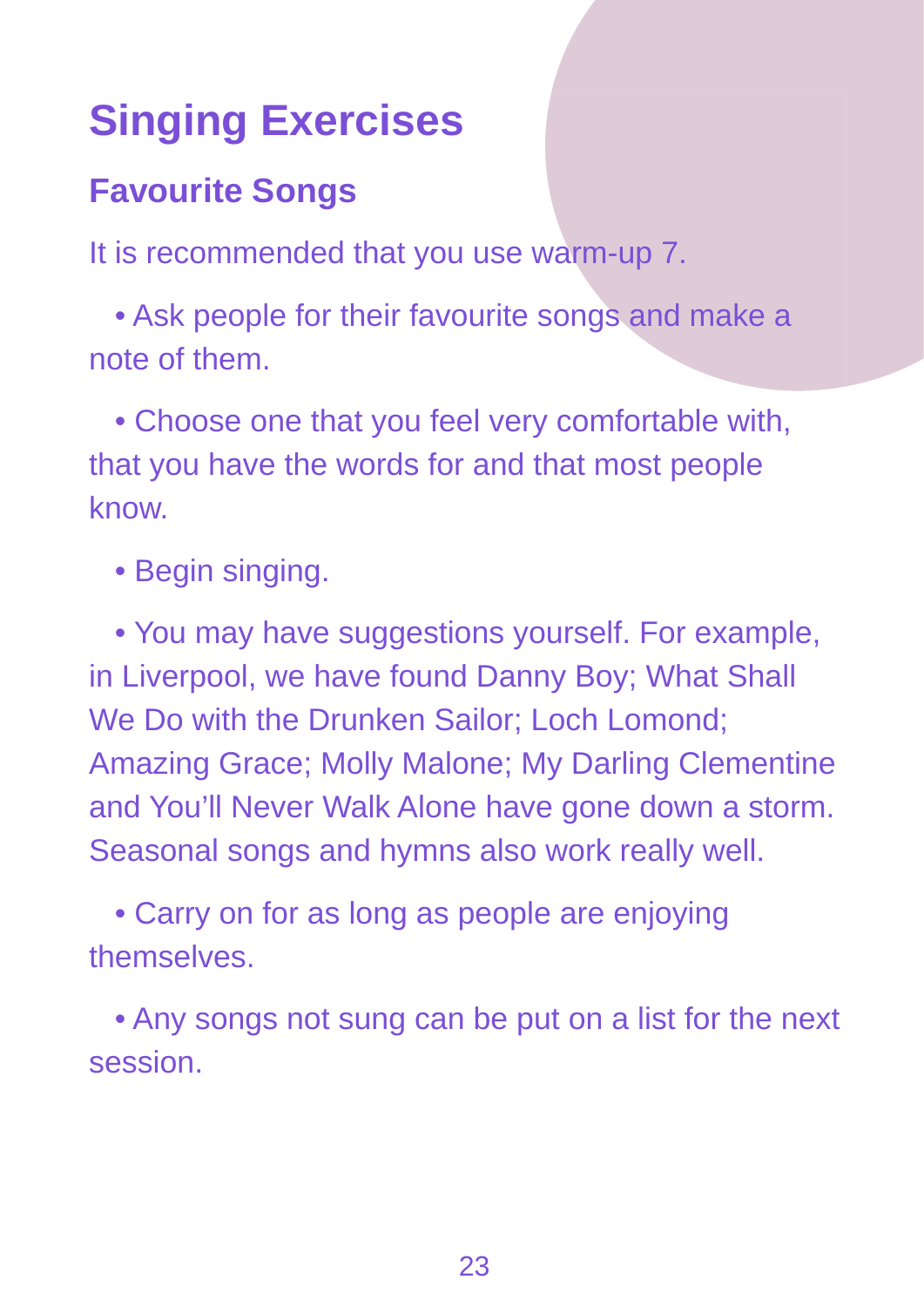# Singing Exercises

## Favourite Songs

It is recommended that you use warm-up 7.

- Ask people for their favourite songs and make a note of them.
- Choose one that you feel very comfortable with, that you have the words for and that most people know.
- Begin singing.
- You may have suggestions yourself. For example, in Liverpool, we have found Danny Boy; What Shall We Do with the Drunken Sailor; Loch Lomond; Amazing Grace; Molly Malone; My Darling Clementine and You'll Never Walk Alone have gone down a storm. Seasonal songs and hymns also work really well.
- Carry on for as long as people are enjoying themselves.
- Any songs not sung can be put on a list for the next session.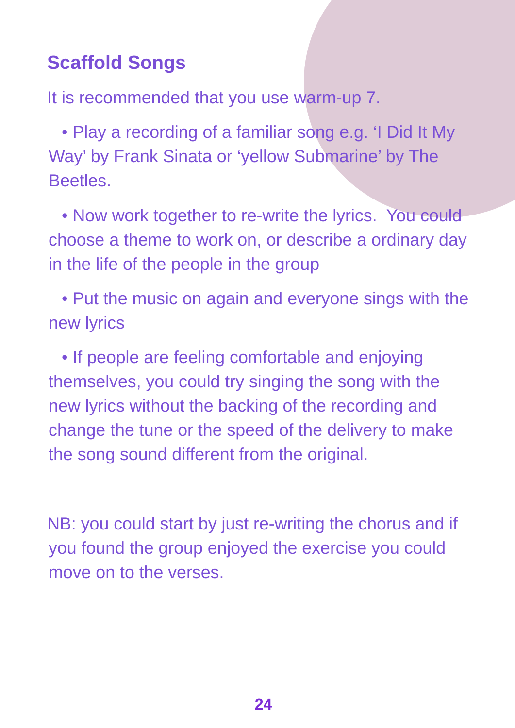## Scaffold Songs

It is recommended that you use warm-up 7.

- Play a recording of a familiar song e.g. 'I Did It My Way' by Frank Sinata or 'yellow Submarine' by The Beetles.
- Now work together to re-write the lyrics. You could choose a theme to work on, or describe a ordinary day in the life of the people in the group
- Put the music on again and everyone sings with the new lyrics
- If people are feeling comfortable and enjoying themselves, you could try singing the song with the new lyrics without the backing of the recording and change the tune or the speed of the delivery to make the song sound different from the original.

NB: you could start by just re-writing the chorus and if you found the group enjoyed the exercise you could move on to the verses.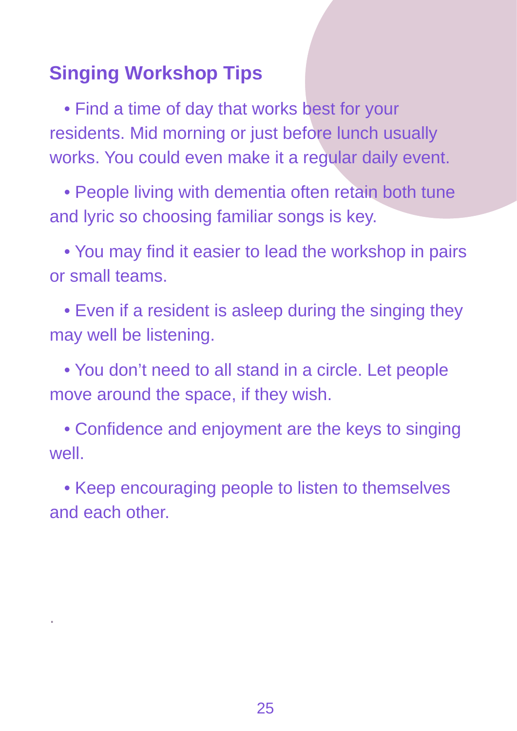## Singing Workshop Tips

- Find a time of day that works best for your residents. Mid morning or just before lunch usually works. You could even make it a regular daily event.
- People living with dementia often retain both tune and lyric so choosing familiar songs is key.
- You may find it easier to lead the workshop in pairs or small teams.
- Even if a resident is asleep during the singing they may well be listening.
- You don't need to all stand in a circle. Let people move around the space, if they wish.
- Confidence and enjoyment are the keys to singing well.
- Keep encouraging people to listen to themselves and each other.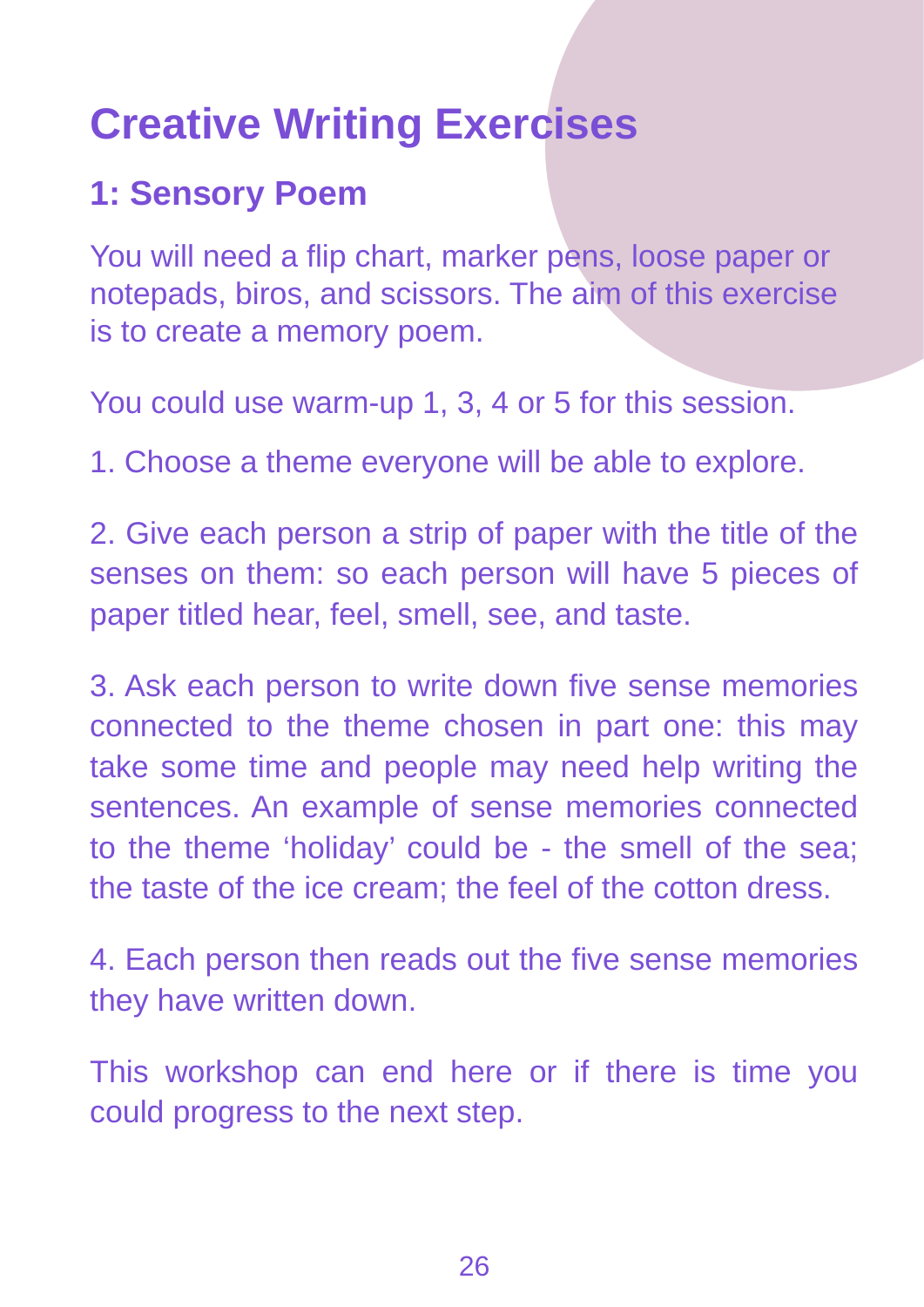# Creative Writing Exercises

## 1: Sensory Poem

You will need a flip chart, marker pens, loose paper or notepads, biros, and scissors. The aim of this exercise is to create a memory poem.

You could use warm-up 1, 3, 4 or 5 for this session.

1. Choose a theme everyone will be able to explore.

2. Give each person a strip of paper with the title of the senses on them: so each person will have 5 pieces of paper titled hear, feel, smell, see, and taste.

3. Ask each person to write down five sense memories connected to the theme chosen in part one: this may take some time and people may need help writing the sentences. An example of sense memories connected to the theme 'holiday' could be - the smell of the sea; the taste of the ice cream; the feel of the cotton dress.

4. Each person then reads out the five sense memories they have written down.

This workshop can end here or if there is time you could progress to the next step.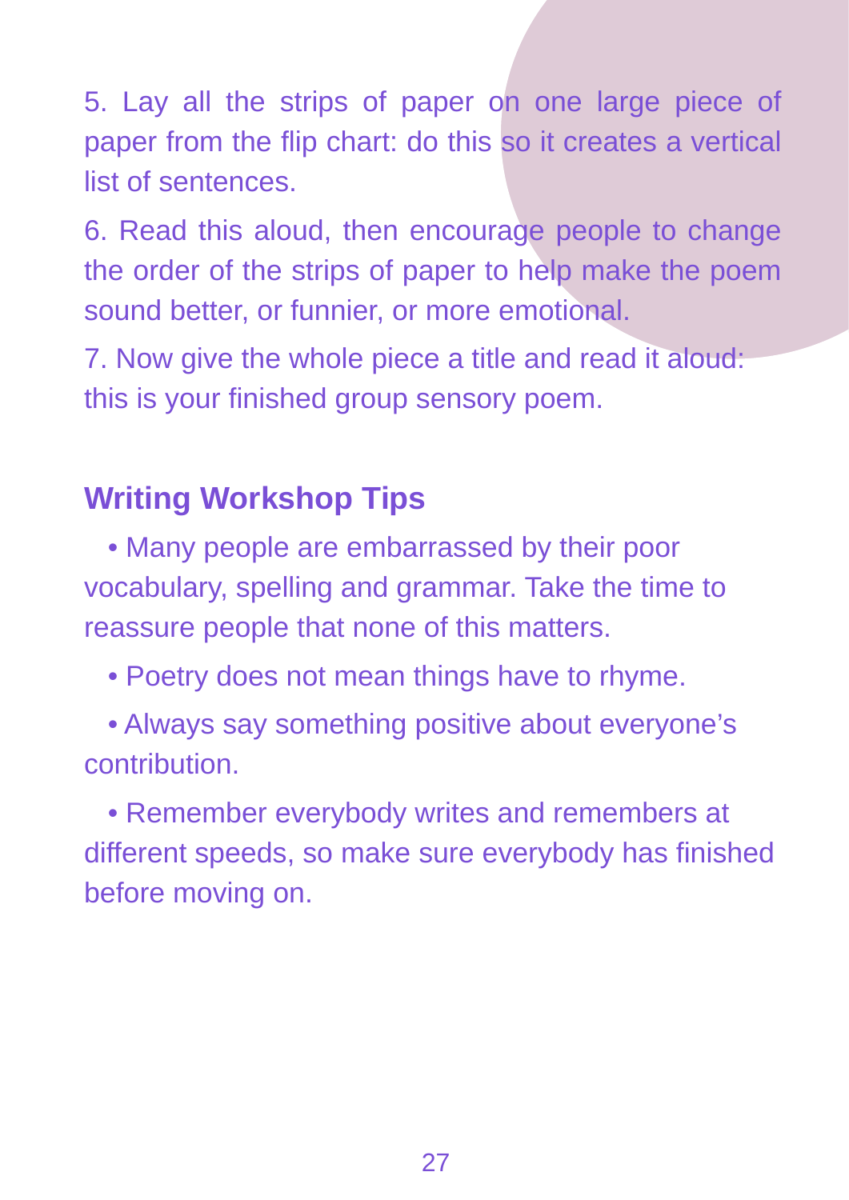5. Lay all the strips of paper on one large piece of paper from the flip chart: do this so it creates a vertical list of sentences.

6. Read this aloud, then encourage people to change the order of the strips of paper to help make the poem sound better, or funnier, or more emotional.

7. Now give the whole piece a title and read it aloud: this is your finished group sensory poem.

## Writing Workshop Tips

- Many people are embarrassed by their poor vocabulary, spelling and grammar. Take the time to reassure people that none of this matters.
- Poetry does not mean things have to rhyme.
- Always say something positive about everyone's contribution.
- Remember everybody writes and remembers at different speeds, so make sure everybody has finished before moving on.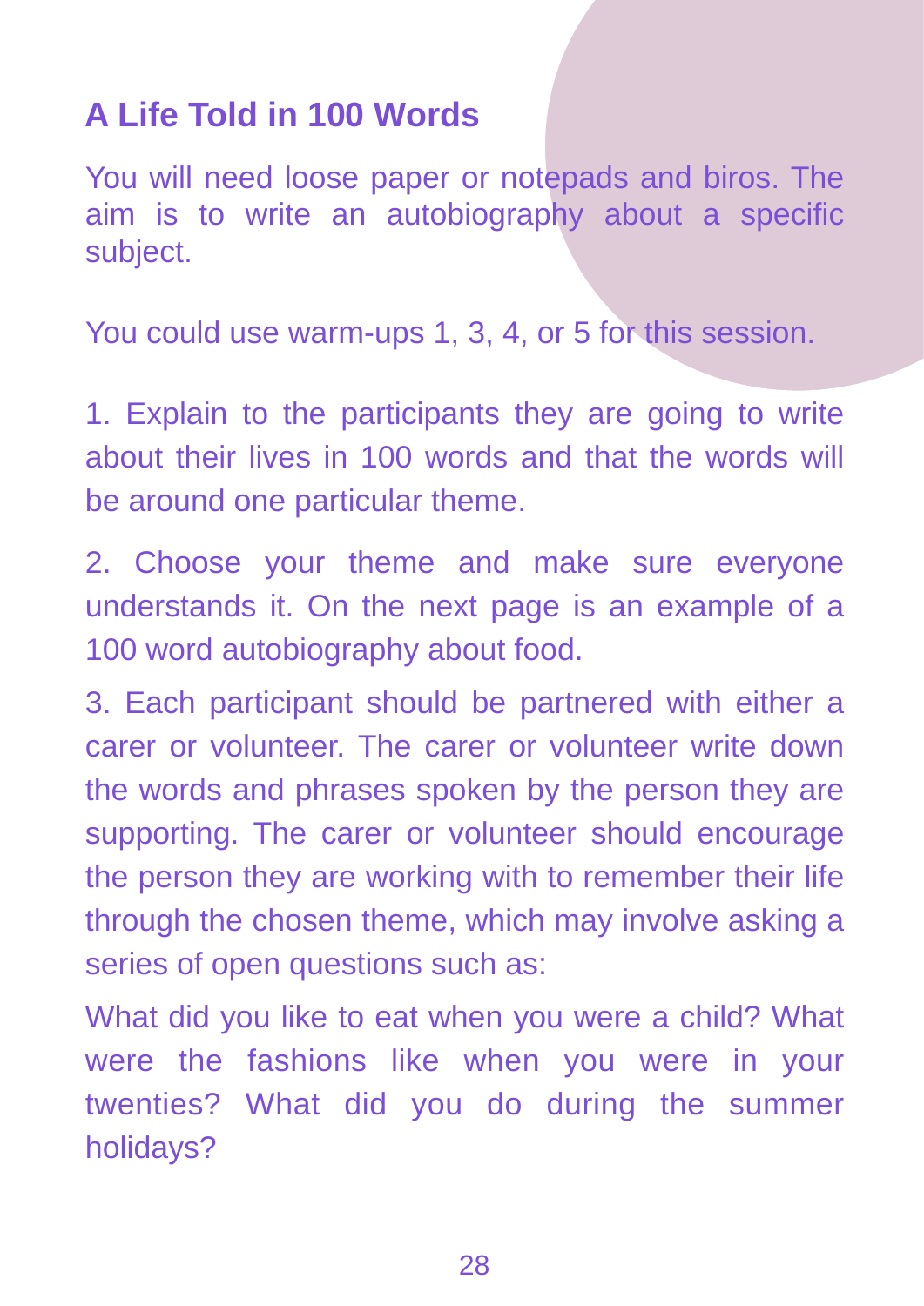## A Life Told in 100 Words

You will need loose paper or notepads and biros. The aim is to write an autobiography about a specific subject.

You could use warm-ups 1, 3, 4, or 5 for this session.

1. Explain to the participants they are going to write about their lives in 100 words and that the words will be around one particular theme.

2. Choose your theme and make sure everyone understands it. On the next page is an example of a 100 word autobiography about food.

3. Each participant should be partnered with either a carer or volunteer. The carer or volunteer write down the words and phrases spoken by the person they are supporting. The carer or volunteer should encourage the person they are working with to remember their life through the chosen theme, which may involve asking a series of open questions such as:

What did you like to eat when you were a child? What were the fashions like when you were in your twenties? What did you do during the summer holidays?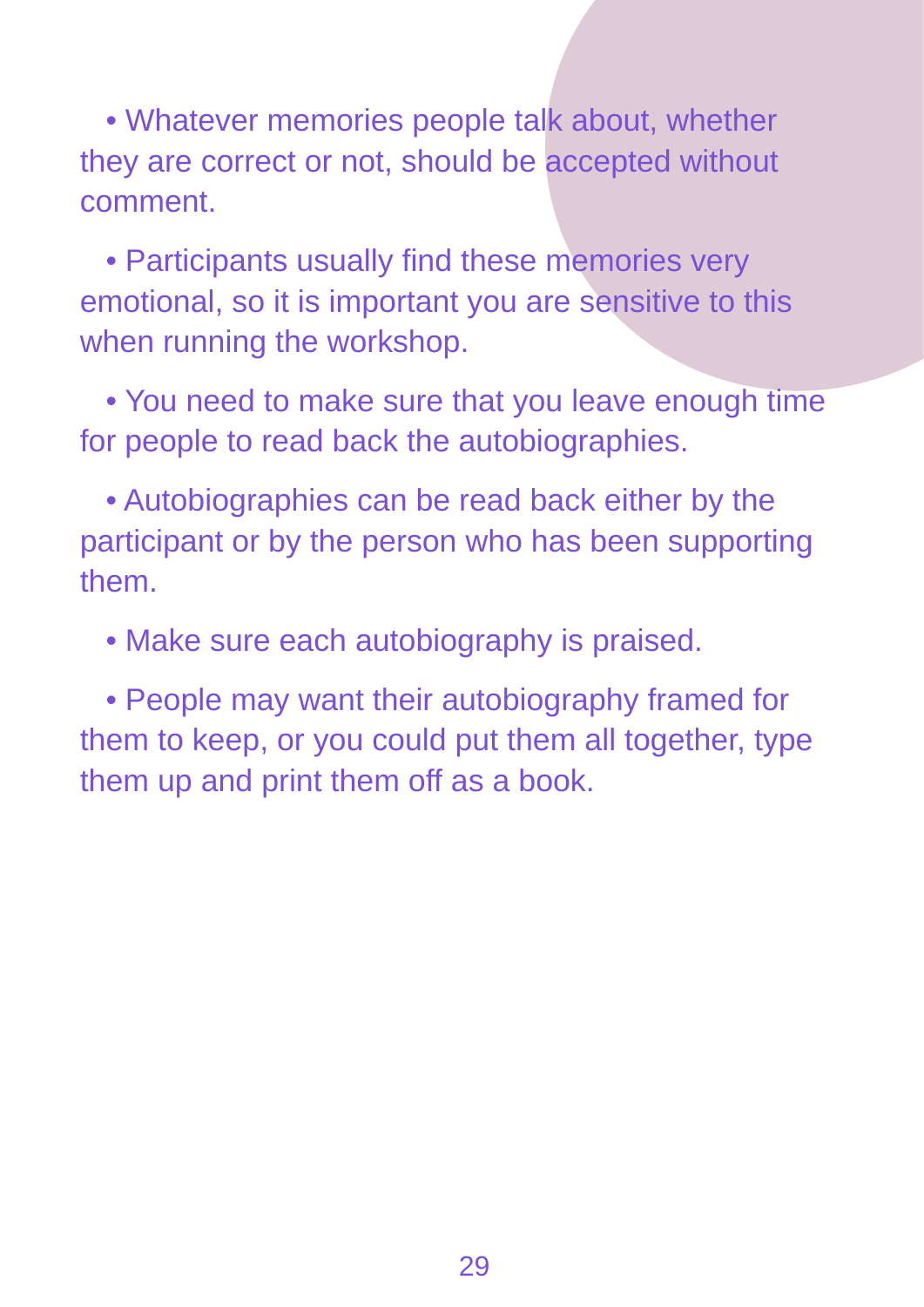- Whatever memories people talk about, whether they are correct or not, should be accepted without comment.

- Participants usually find these memories very emotional, so it is important you are sensitive to this when running the workshop.

- You need to make sure that you leave enough time for people to read back the autobiographies.

- Autobiographies can be read back either by the participant or by the person who has been supporting them.

- Make sure each autobiography is praised.

- People may want their autobiography framed for them to keep, or you could put them all together, type them up and print them off as a book.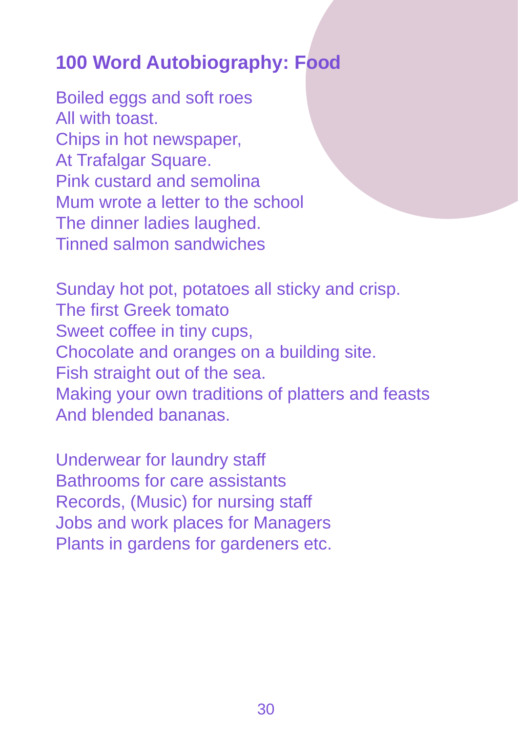## 100 Word Autobiography: Food

Boiled eggs and soft roes  
All with toast.  
Chips in hot newspaper,  
At Trafalgar Square.  
Pink custard and semolina  
Mum wrote a letter to the school  
The dinner ladies laughed.  
Tinned salmon sandwiches

Sunday hot pot, potatoes all sticky and crisp.  
The first Greek tomato  
Sweet coffee in tiny cups,  
Chocolate and oranges on a building site.  
Fish straight out of the sea.  
Making your own traditions of platters and feasts  
And blended bananas.

Underwear for laundry staff  
Bathrooms for care assistants  
Records, (Music) for nursing staff  
Jobs and work places for Managers  
Plants in gardens for gardeners etc.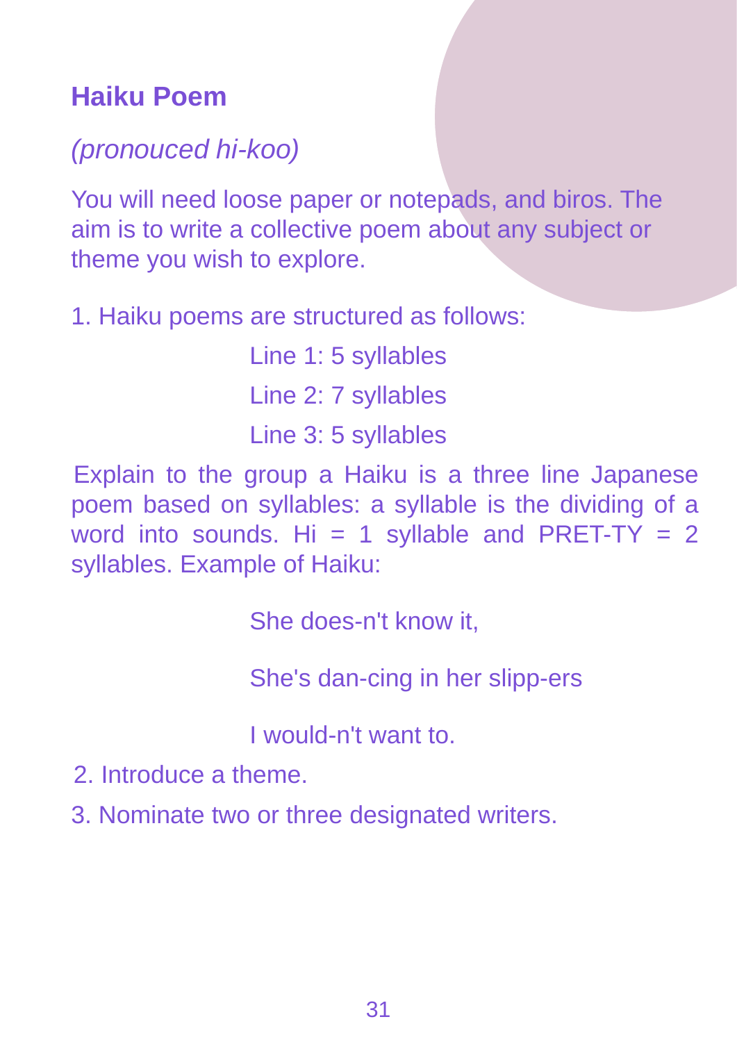## Haiku Poem

*(pronouced hi-koo)*

You will need loose paper or notepads, and biros. The aim is to write a collective poem about any subject or theme you wish to explore.

1. Haiku poems are structured as follows:

   Line 1: 5 syllables

   Line 2: 7 syllables

   Line 3: 5 syllables

   Explain to the group a Haiku is a three line Japanese poem based on syllables: a syllable is the dividing of a word into sounds. Hi = 1 syllable and PRET-TY = 2 syllables. Example of Haiku:

   She does-n't know it,

   She's dan-cing in her slipp-ers

   I would-n't want to.

2. Introduce a theme.
3. Nominate two or three designated writers.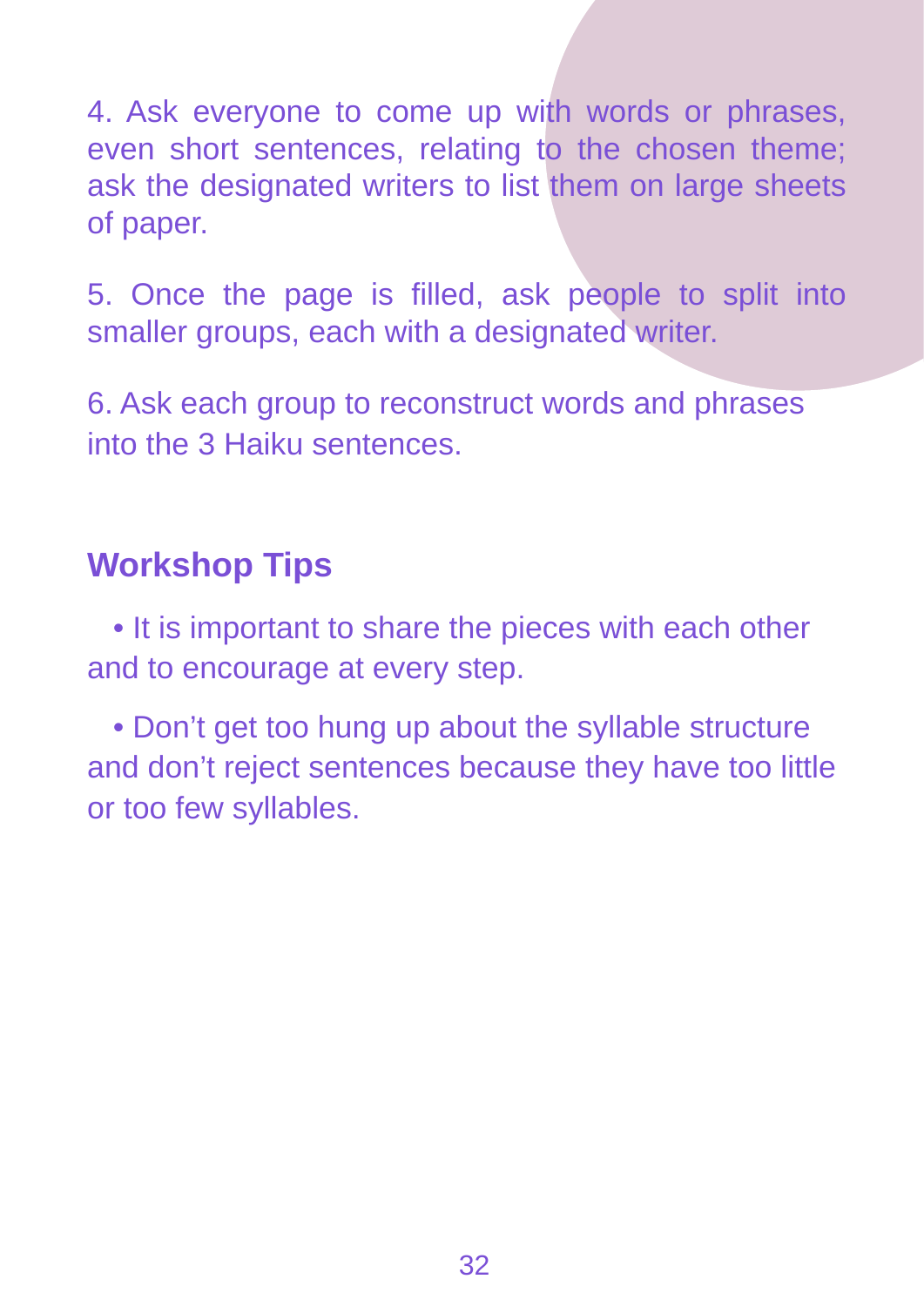4. Ask everyone to come up with words or phrases, even short sentences, relating to the chosen theme; ask the designated writers to list them on large sheets of paper.

5. Once the page is filled, ask people to split into smaller groups, each with a designated writer.

6. Ask each group to reconstruct words and phrases into the 3 Haiku sentences.

## Workshop Tips

- It is important to share the pieces with each other and to encourage at every step.
- Don't get too hung up about the syllable structure and don't reject sentences because they have too little or too few syllables.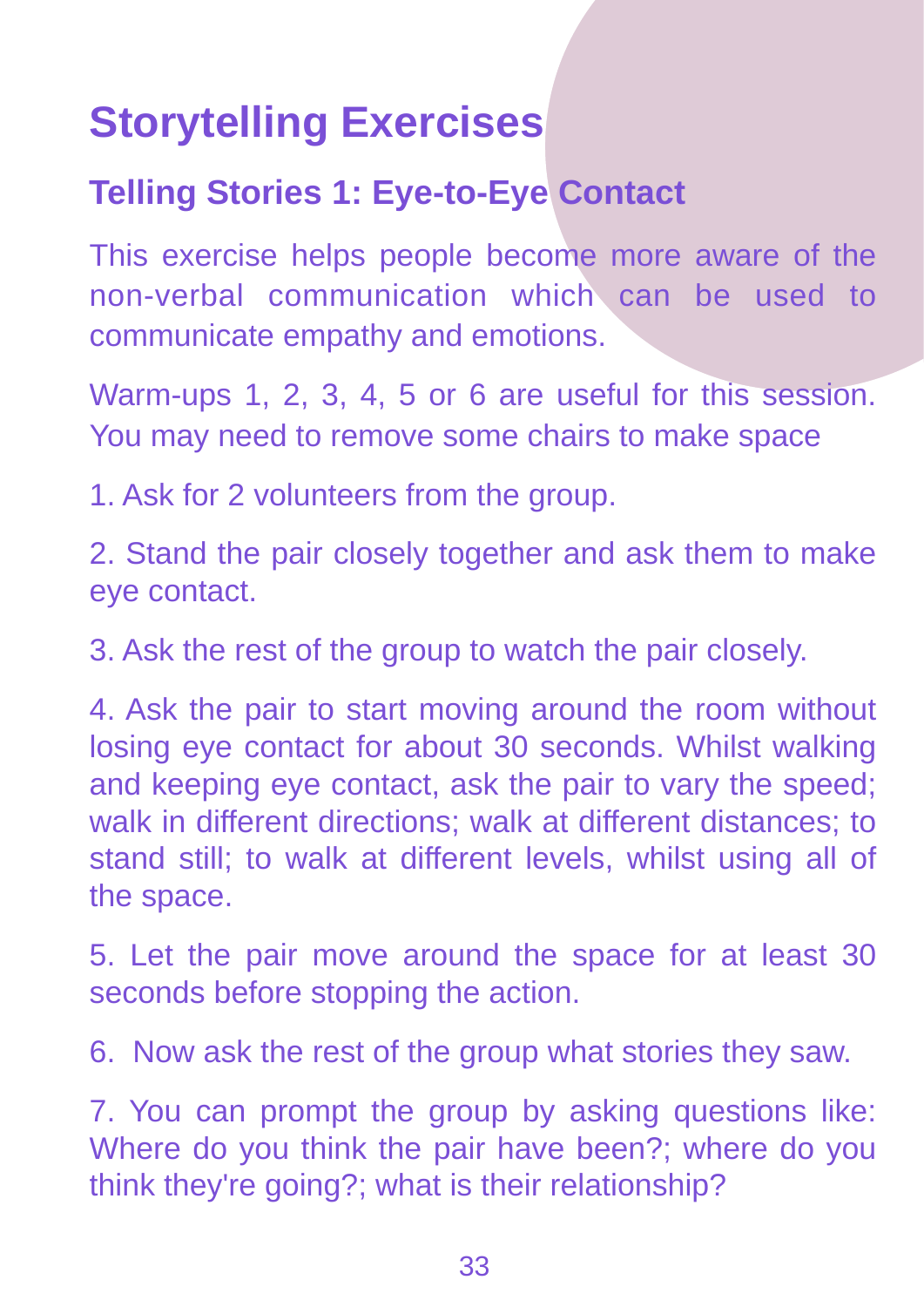# Storytelling Exercises

## Telling Stories 1: Eye-to-Eye Contact

This exercise helps people become more aware of the non-verbal communication which can be used to communicate empathy and emotions.

Warm-ups 1, 2, 3, 4, 5 or 6 are useful for this session. You may need to remove some chairs to make space

1. Ask for 2 volunteers from the group.

2. Stand the pair closely together and ask them to make eye contact.

3. Ask the rest of the group to watch the pair closely.

4. Ask the pair to start moving around the room without losing eye contact for about 30 seconds. Whilst walking and keeping eye contact, ask the pair to vary the speed; walk in different directions; walk at different distances; to stand still; to walk at different levels, whilst using all of the space.

5. Let the pair move around the space for at least 30 seconds before stopping the action.

6. Now ask the rest of the group what stories they saw.

7. You can prompt the group by asking questions like: Where do you think the pair have been?; where do you think they're going?; what is their relationship?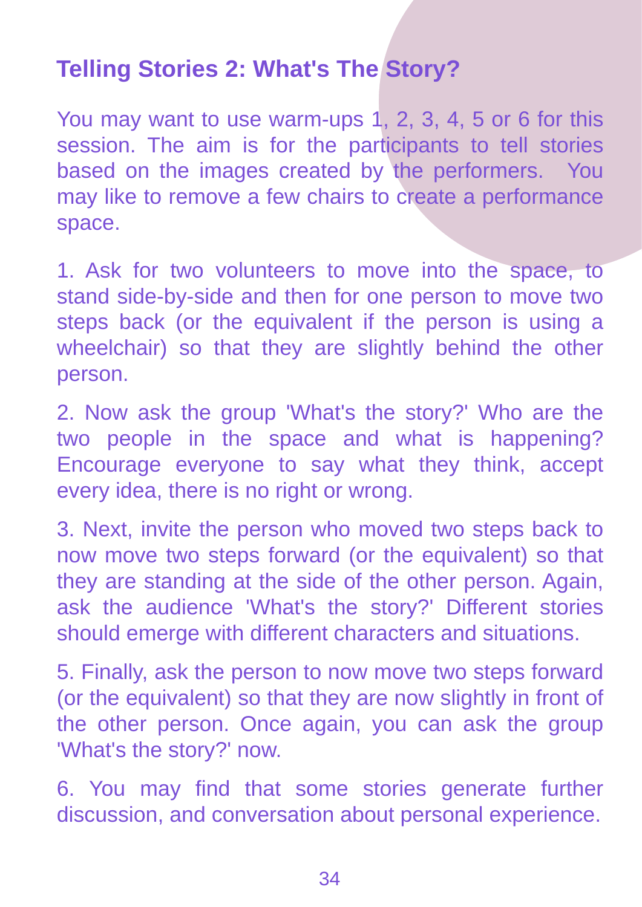# Telling Stories 2: What's The Story?

You may want to use warm-ups 1, 2, 3, 4, 5 or 6 for this session. The aim is for the participants to tell stories based on the images created by the performers. You may like to remove a few chairs to create a performance space.

1. Ask for two volunteers to move into the space, to stand side-by-side and then for one person to move two steps back (or the equivalent if the person is using a wheelchair) so that they are slightly behind the other person.

2. Now ask the group 'What's the story?' Who are the two people in the space and what is happening? Encourage everyone to say what they think, accept every idea, there is no right or wrong.

3. Next, invite the person who moved two steps back to now move two steps forward (or the equivalent) so that they are standing at the side of the other person. Again, ask the audience 'What's the story?' Different stories should emerge with different characters and situations.

5. Finally, ask the person to now move two steps forward (or the equivalent) so that they are now slightly in front of the other person. Once again, you can ask the group 'What's the story?' now.

6. You may find that some stories generate further discussion, and conversation about personal experience.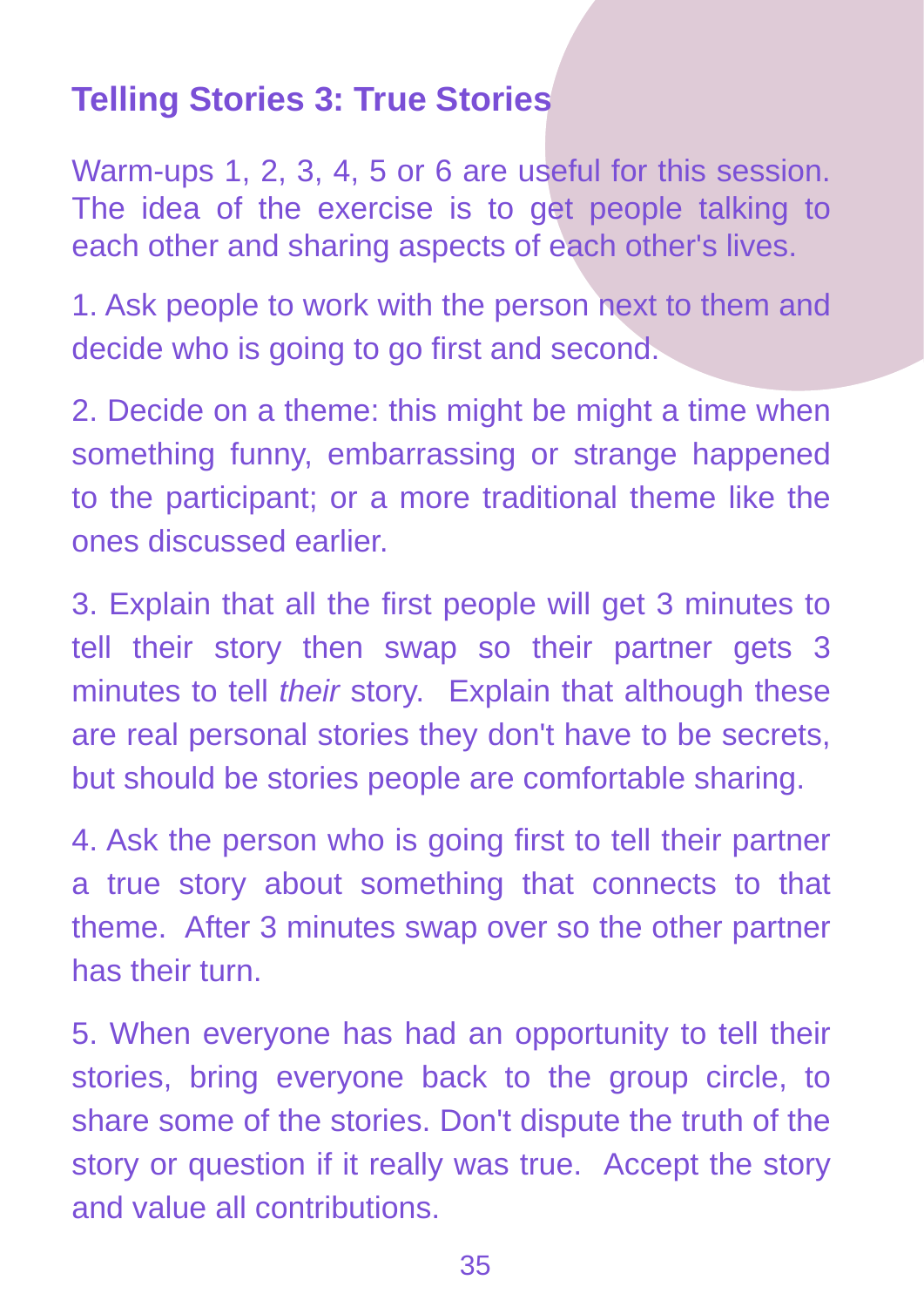## Telling Stories 3: True Stories

Warm-ups 1, 2, 3, 4, 5 or 6 are useful for this session. The idea of the exercise is to get people talking to each other and sharing aspects of each other's lives.

1. Ask people to work with the person next to them and decide who is going to go first and second.

2. Decide on a theme: this might be might a time when something funny, embarrassing or strange happened to the participant; or a more traditional theme like the ones discussed earlier.

3. Explain that all the first people will get 3 minutes to tell their story then swap so their partner gets 3 minutes to tell *their* story.  Explain that although these are real personal stories they don't have to be secrets, but should be stories people are comfortable sharing.

4. Ask the person who is going first to tell their partner a true story about something that connects to that theme.  After 3 minutes swap over so the other partner has their turn.

5. When everyone has had an opportunity to tell their stories, bring everyone back to the group circle, to share some of the stories. Don't dispute the truth of the story or question if it really was true.  Accept the story and value all contributions.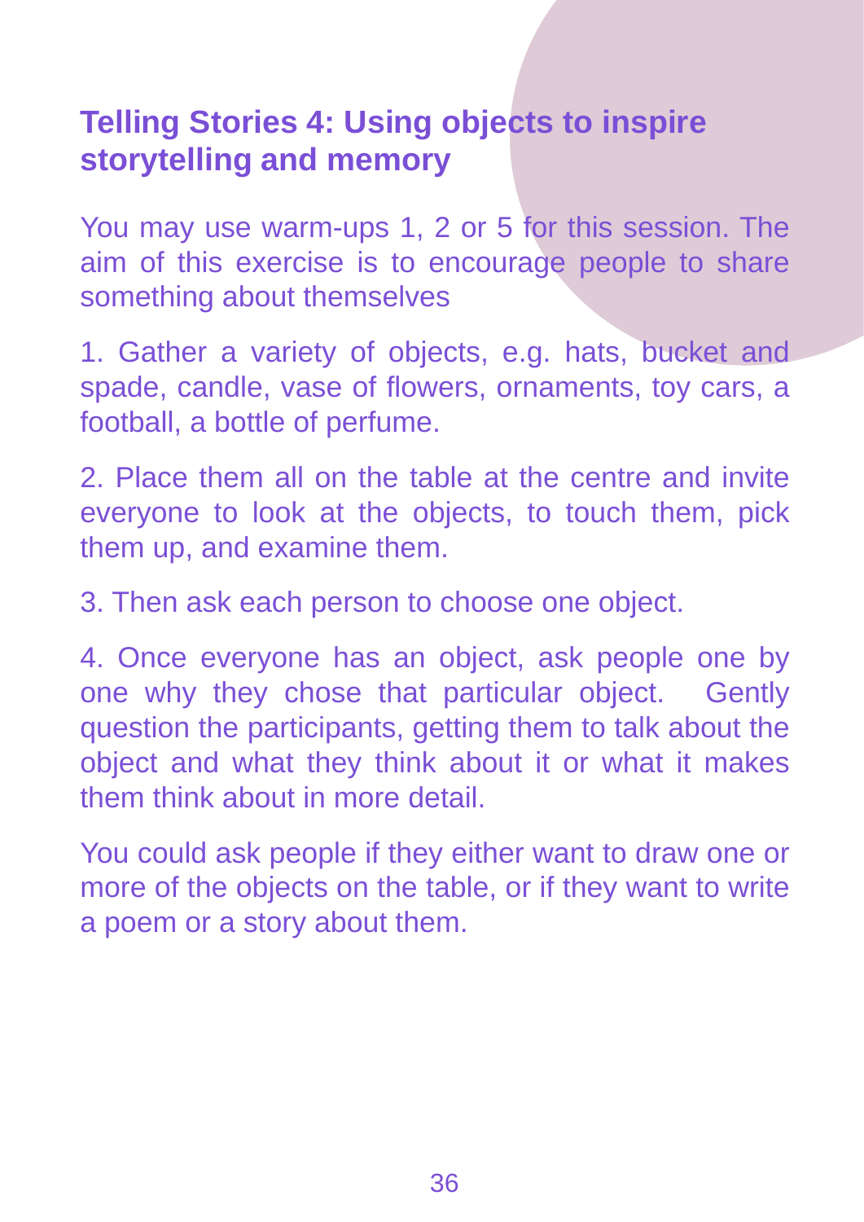## Telling Stories 4: Using objects to inspire storytelling and memory

You may use warm-ups 1, 2 or 5 for this session. The aim of this exercise is to encourage people to share something about themselves

1. Gather a variety of objects, e.g. hats, bucket and spade, candle, vase of flowers, ornaments, toy cars, a football, a bottle of perfume.

2. Place them all on the table at the centre and invite everyone to look at the objects, to touch them, pick them up, and examine them.

3. Then ask each person to choose one object.

4. Once everyone has an object, ask people one by one why they chose that particular object. Gently question the participants, getting them to talk about the object and what they think about it or what it makes them think about in more detail.

You could ask people if they either want to draw one or more of the objects on the table, or if they want to write a poem or a story about them.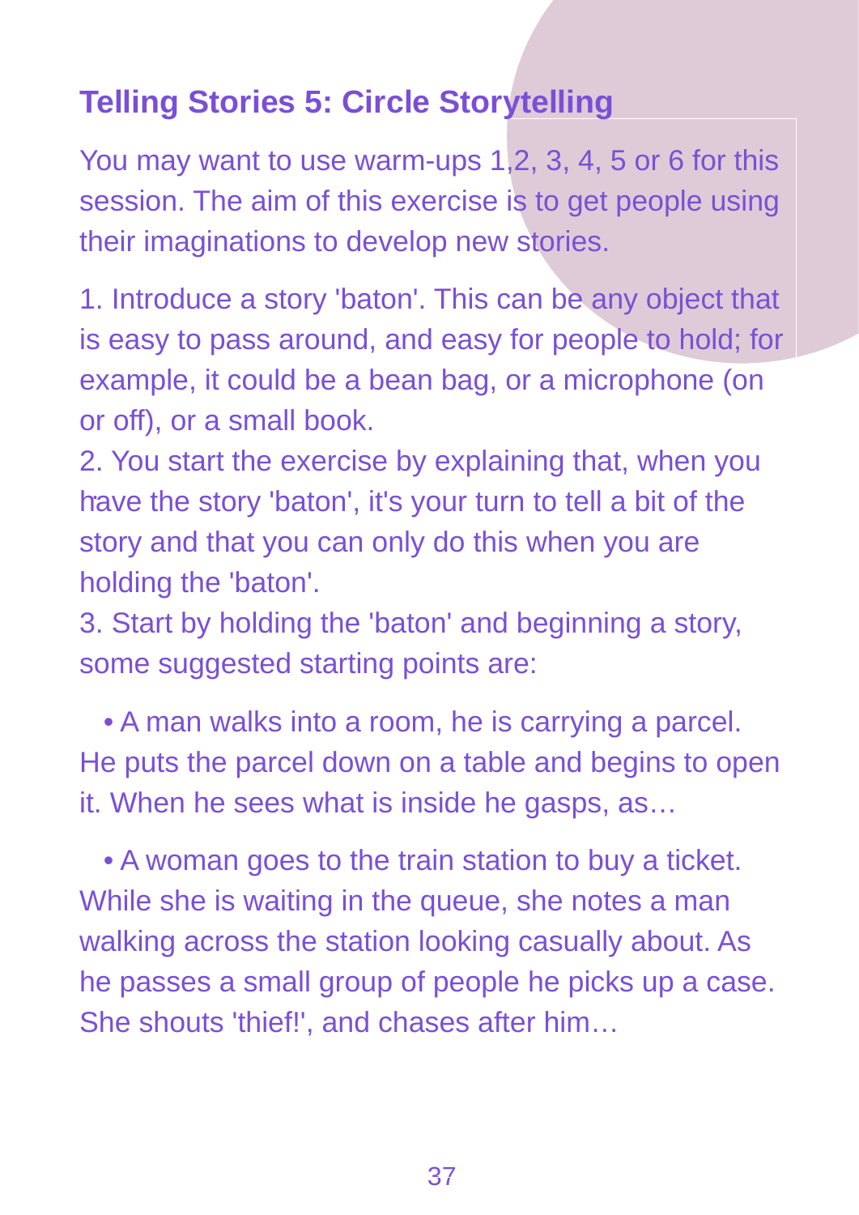## Telling Stories 5: Circle Storytelling

You may want to use warm-ups 1,2, 3, 4, 5 or 6 for this session. The aim of this exercise is to get people using their imaginations to develop new stories.

1. Introduce a story 'baton'. This can be any object that is easy to pass around, and easy for people to hold; for example, it could be a bean bag, or a microphone (on or off), or a small book.
2. You start the exercise by explaining that, when you have the story 'baton', it's your turn to tell a bit of the story and that you can only do this when you are holding the 'baton'.
3. Start by holding the 'baton' and beginning a story, some suggested starting points are:

- A man walks into a room, he is carrying a parcel. He puts the parcel down on a table and begins to open it. When he sees what is inside he gasps, as…

- A woman goes to the train station to buy a ticket. While she is waiting in the queue, she notes a man walking across the station looking casually about. As he passes a small group of people he picks up a case. She shouts 'thief!', and chases after him…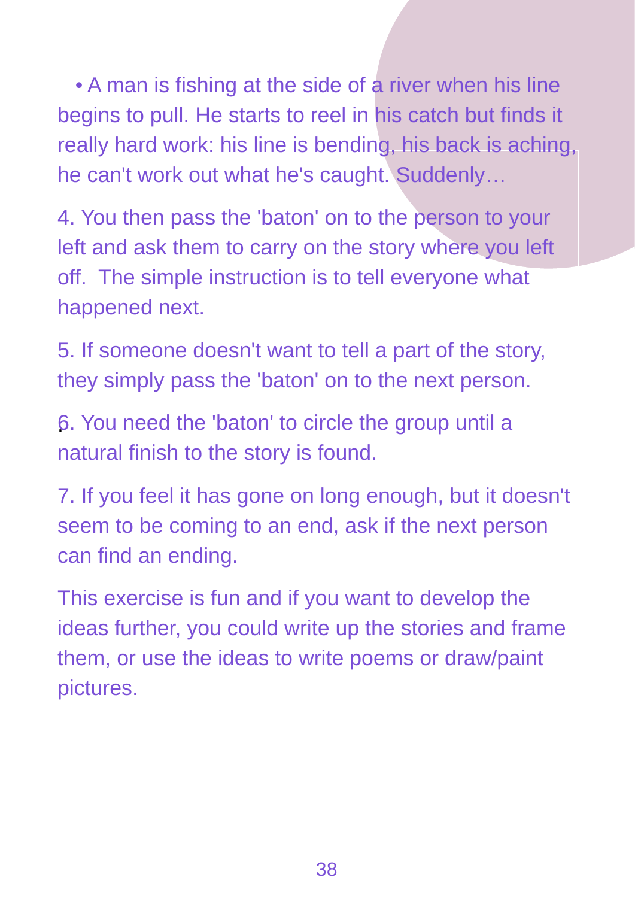- A man is fishing at the side of a river when his line begins to pull. He starts to reel in his catch but finds it really hard work: his line is bending, his back is aching, he can't work out what he's caught. Suddenly…

4. You then pass the 'baton' on to the person to your left and ask them to carry on the story where you left off.  The simple instruction is to tell everyone what happened next.

5. If someone doesn't want to tell a part of the story, they simply pass the 'baton' on to the next person.

6. You need the 'baton' to circle the group until a natural finish to the story is found.

7. If you feel it has gone on long enough, but it doesn't seem to be coming to an end, ask if the next person can find an ending.

This exercise is fun and if you want to develop the ideas further, you could write up the stories and frame them, or use the ideas to write poems or draw/paint pictures.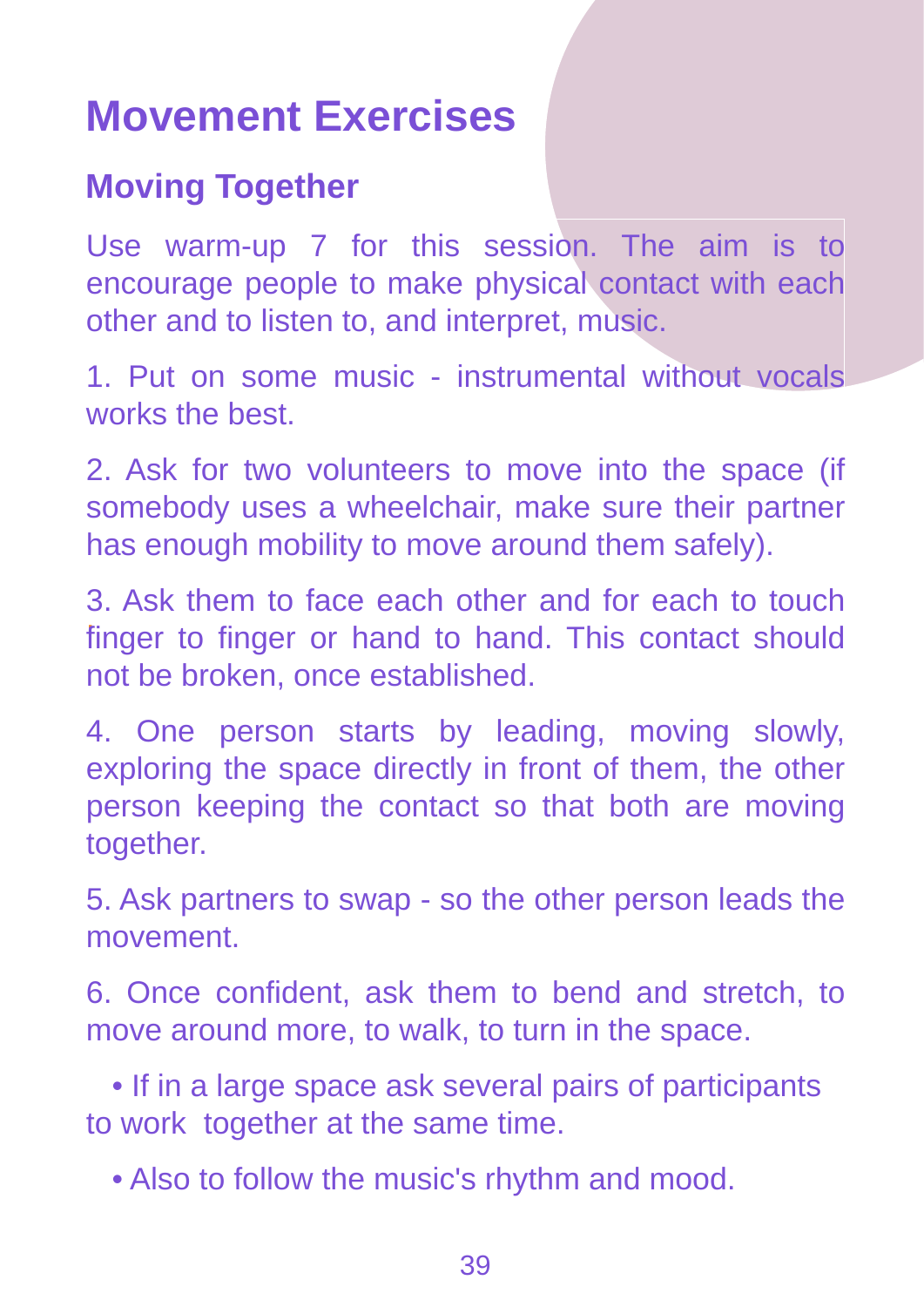# Movement Exercises

## Moving Together

Use warm-up 7 for this session. The aim is to encourage people to make physical contact with each other and to listen to, and interpret, music.

1. Put on some music - instrumental without vocals works the best.

2. Ask for two volunteers to move into the space (if somebody uses a wheelchair, make sure their partner has enough mobility to move around them safely).

3. Ask them to face each other and for each to touch finger to finger or hand to hand. This contact should not be broken, once established.

4. One person starts by leading, moving slowly, exploring the space directly in front of them, the other person keeping the contact so that both are moving together.

5. Ask partners to swap - so the other person leads the movement.

6. Once confident, ask them to bend and stretch, to move around more, to walk, to turn in the space.

- If in a large space ask several pairs of participants to work together at the same time.
- Also to follow the music's rhythm and mood.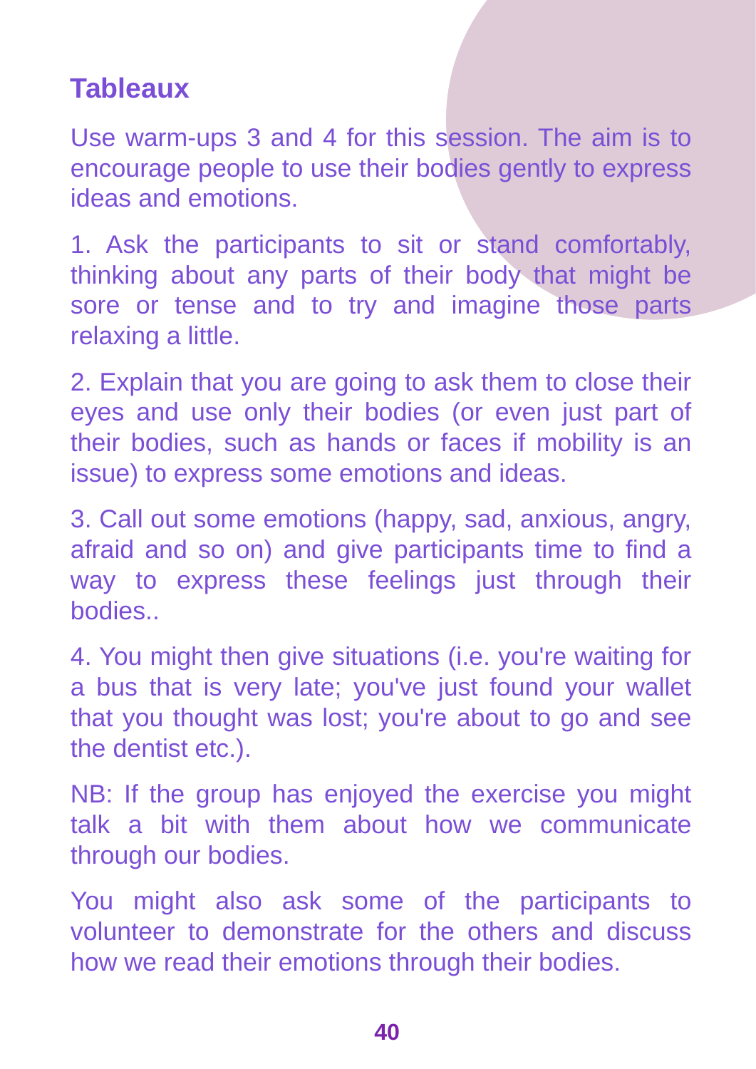## Tableaux

Use warm-ups 3 and 4 for this session. The aim is to encourage people to use their bodies gently to express ideas and emotions.

1. Ask the participants to sit or stand comfortably, thinking about any parts of their body that might be sore or tense and to try and imagine those parts relaxing a little.

2. Explain that you are going to ask them to close their eyes and use only their bodies (or even just part of their bodies, such as hands or faces if mobility is an issue) to express some emotions and ideas.

3. Call out some emotions (happy, sad, anxious, angry, afraid and so on) and give participants time to find a way to express these feelings just through their bodies..

4. You might then give situations (i.e. you're waiting for a bus that is very late; you've just found your wallet that you thought was lost; you're about to go and see the dentist etc.).

NB: If the group has enjoyed the exercise you might talk a bit with them about how we communicate through our bodies.

You might also ask some of the participants to volunteer to demonstrate for the others and discuss how we read their emotions through their bodies.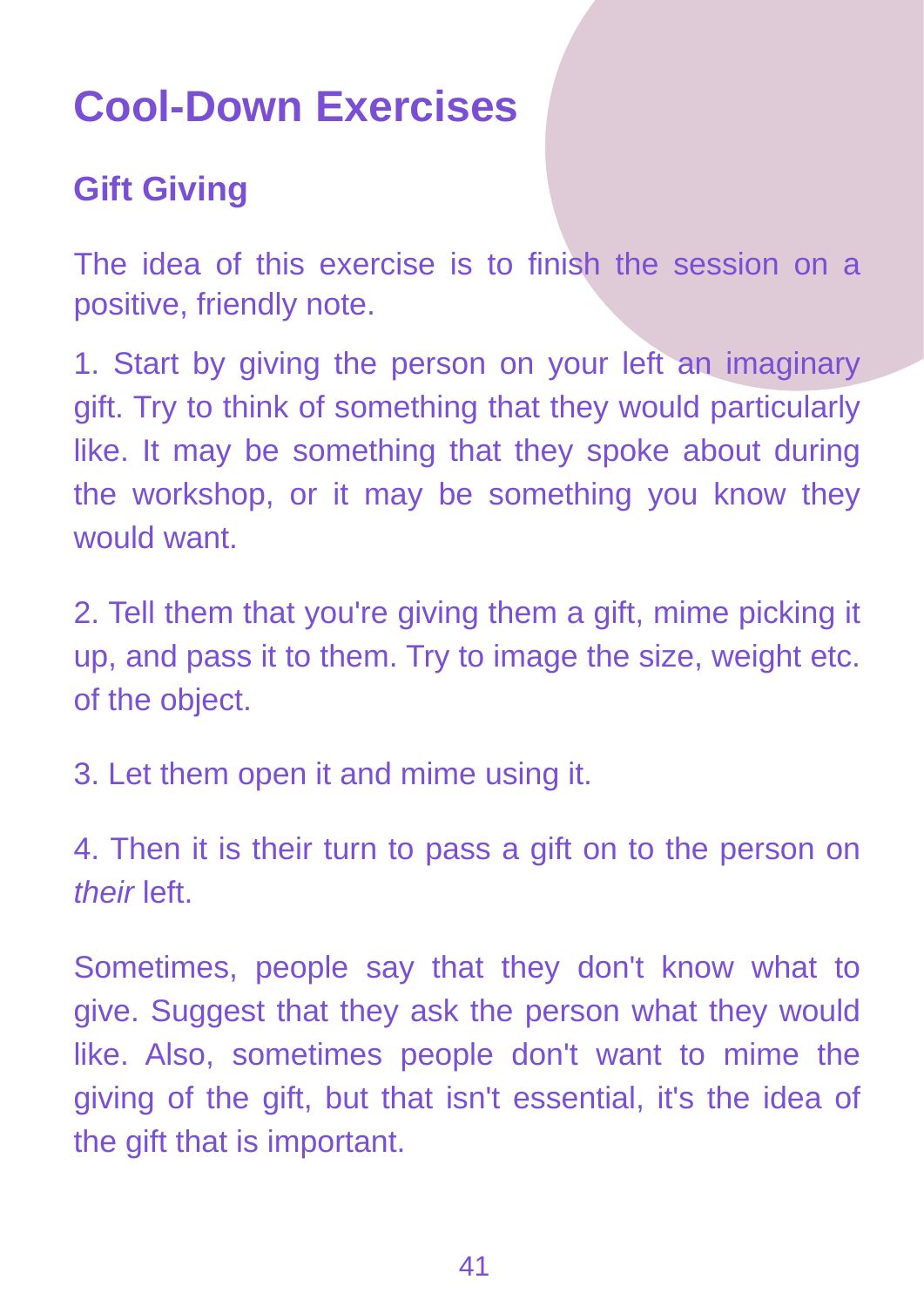# Cool-Down Exercises

## Gift Giving

The idea of this exercise is to finish the session on a positive, friendly note.

1. Start by giving the person on your left an imaginary gift. Try to think of something that they would particularly like. It may be something that they spoke about during the workshop, or it may be something you know they would want.

2. Tell them that you're giving them a gift, mime picking it up, and pass it to them. Try to image the size, weight etc. of the object.

3. Let them open it and mime using it.

4. Then it is their turn to pass a gift on to the person on *their* left.

Sometimes, people say that they don't know what to give. Suggest that they ask the person what they would like. Also, sometimes people don't want to mime the giving of the gift, but that isn't essential, it's the idea of the gift that is important.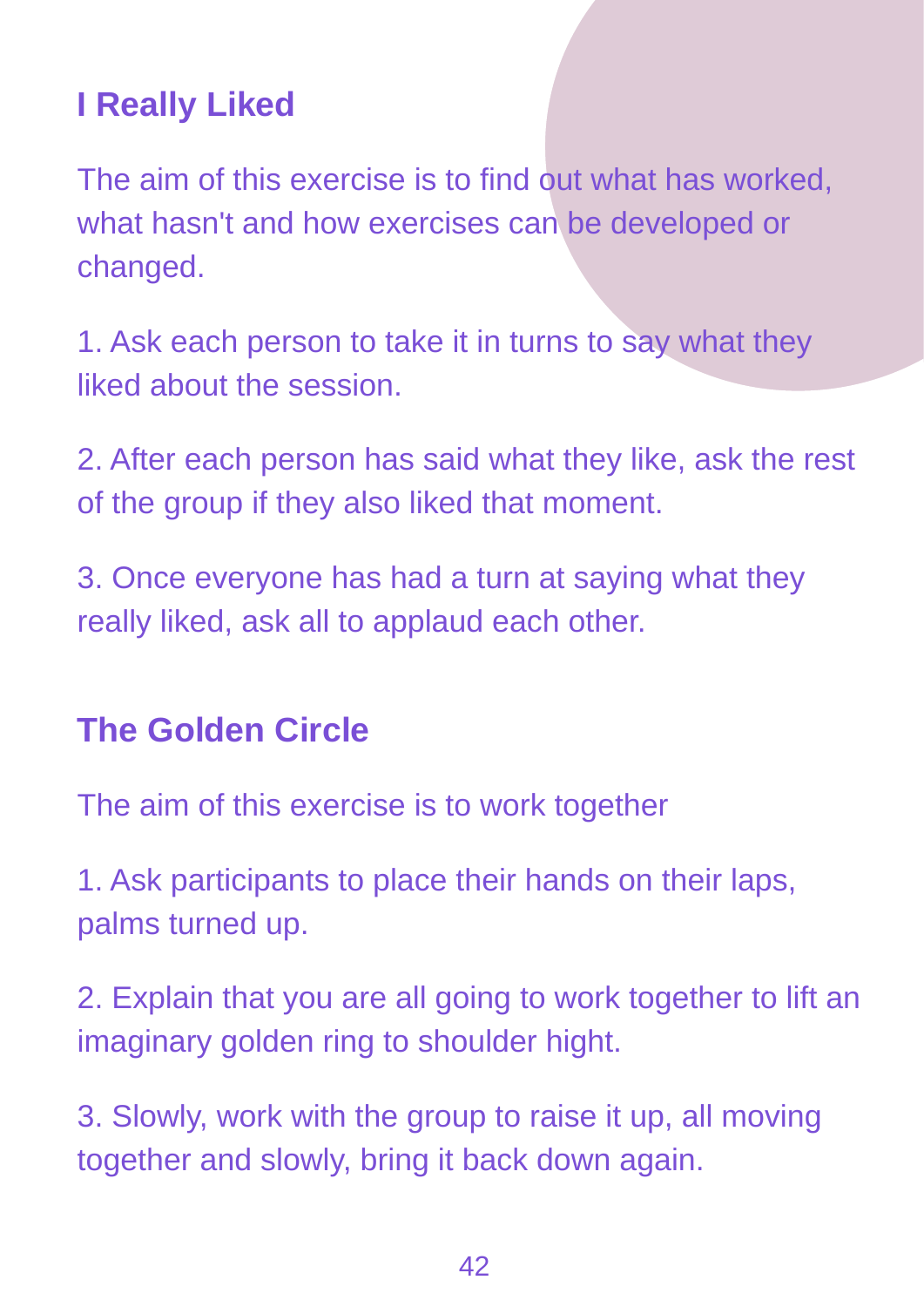## I Really Liked

The aim of this exercise is to find out what has worked, what hasn't and how exercises can be developed or changed.

1. Ask each person to take it in turns to say what they liked about the session.

2. After each person has said what they like, ask the rest of the group if they also liked that moment.

3. Once everyone has had a turn at saying what they really liked, ask all to applaud each other.

## The Golden Circle

The aim of this exercise is to work together

1. Ask participants to place their hands on their laps, palms turned up.

2. Explain that you are all going to work together to lift an imaginary golden ring to shoulder hight.

3. Slowly, work with the group to raise it up, all moving together and slowly, bring it back down again.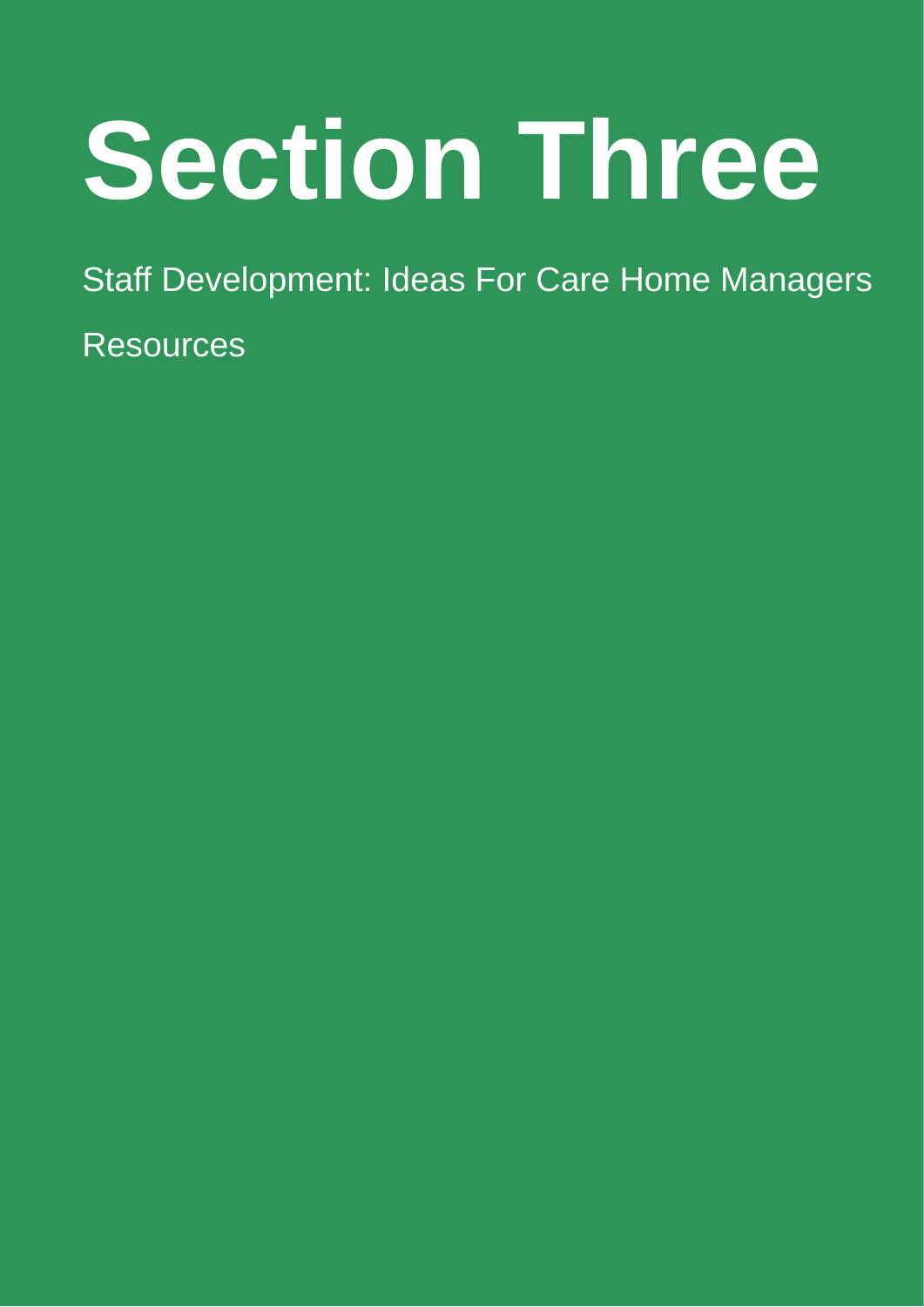# Section Three

Staff Development: Ideas For Care Home Managers

Resources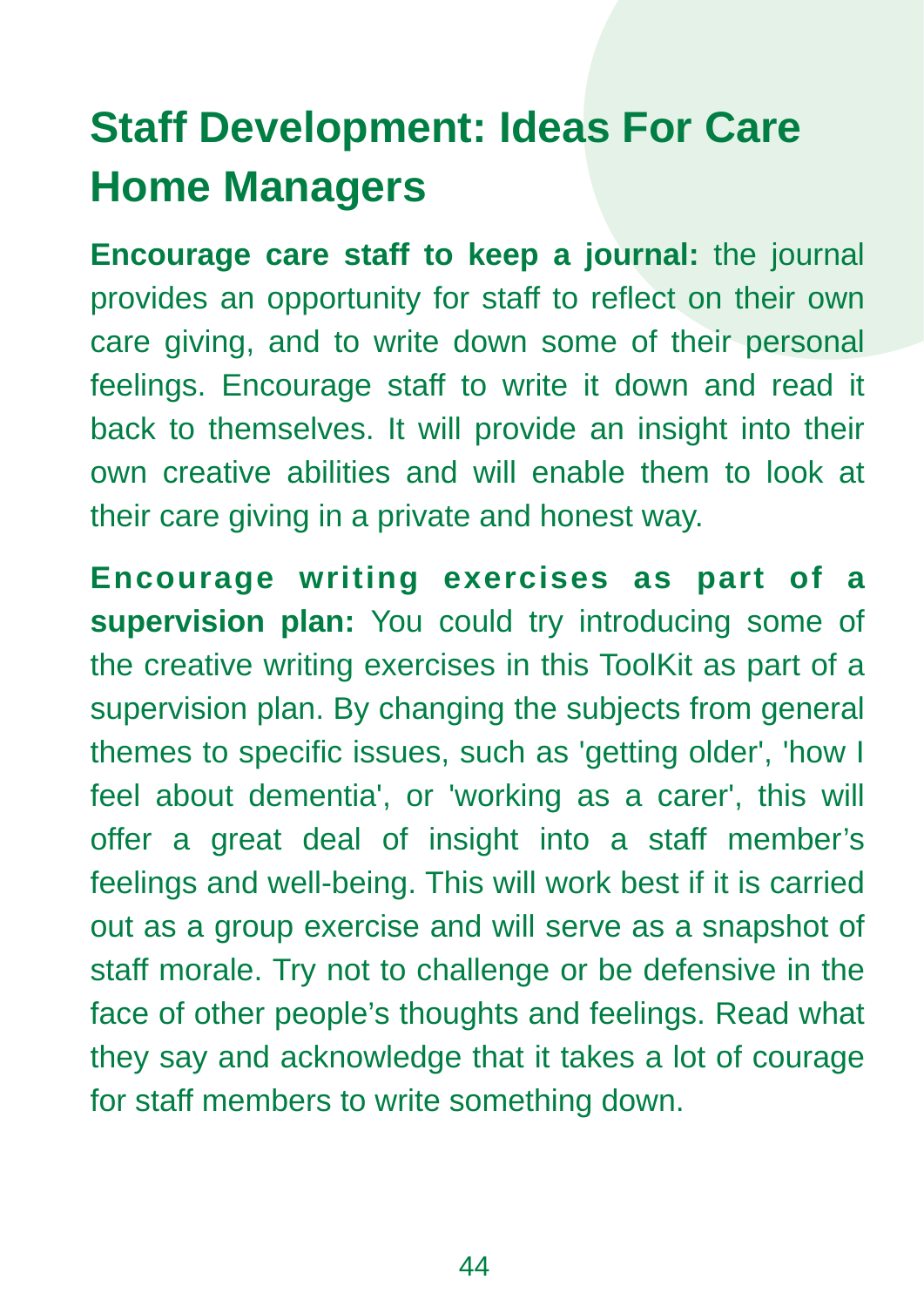# Staff Development: Ideas For Care Home Managers

**Encourage care staff to keep a journal:** the journal provides an opportunity for staff to reflect on their own care giving, and to write down some of their personal feelings. Encourage staff to write it down and read it back to themselves. It will provide an insight into their own creative abilities and will enable them to look at their care giving in a private and honest way.

**Encourage writing exercises as part of a supervision plan:** You could try introducing some of the creative writing exercises in this ToolKit as part of a supervision plan. By changing the subjects from general themes to specific issues, such as 'getting older', 'how I feel about dementia', or 'working as a carer', this will offer a great deal of insight into a staff member's feelings and well-being. This will work best if it is carried out as a group exercise and will serve as a snapshot of staff morale. Try not to challenge or be defensive in the face of other people's thoughts and feelings. Read what they say and acknowledge that it takes a lot of courage for staff members to write something down.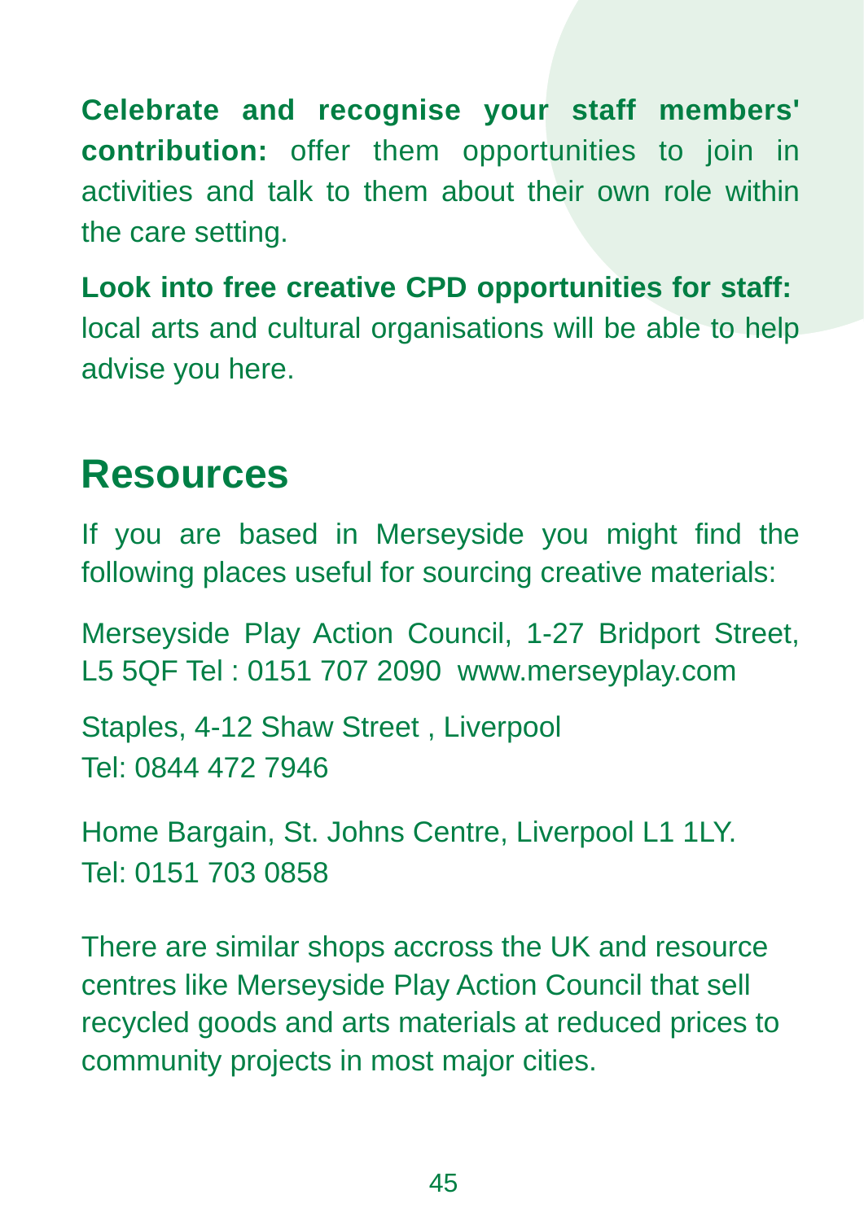**Celebrate and recognise your staff members' contribution:** offer them opportunities to join in activities and talk to them about their own role within the care setting.

**Look into free creative CPD opportunities for staff:** local arts and cultural organisations will be able to help advise you here.

## Resources

If you are based in Merseyside you might find the following places useful for sourcing creative materials:

Merseyside Play Action Council, 1-27 Bridport Street, L5 5QF Tel : 0151 707 2090 www.merseyplay.com

Staples, 4-12 Shaw Street , Liverpool
Tel: 0844 472 7946

Home Bargain, St. Johns Centre, Liverpool L1 1LY.
Tel: 0151 703 0858

There are similar shops accross the UK and resource centres like Merseyside Play Action Council that sell recycled goods and arts materials at reduced prices to community projects in most major cities.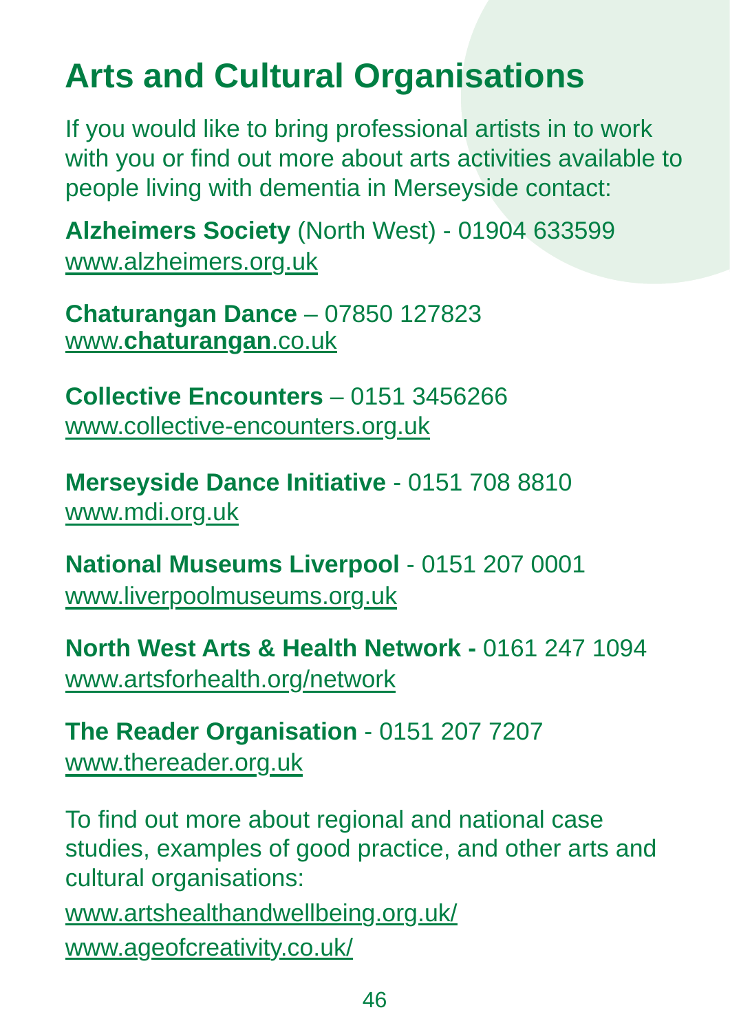# Arts and Cultural Organisations

If you would like to bring professional artists in to work with you or find out more about arts activities available to people living with dementia in Merseyside contact:

**Alzheimers Society** (North West) - 01904 633599
www.alzheimers.org.uk

**Chaturangan Dance** – 07850 127823
www.**chaturangan**.co.uk

**Collective Encounters** – 0151 3456266
www.collective-encounters.org.uk

**Merseyside Dance Initiative** - 0151 708 8810
www.mdi.org.uk

**National Museums Liverpool** - 0151 207 0001
www.liverpoolmuseums.org.uk

**North West Arts & Health Network -** 0161 247 1094
www.artsforhealth.org/network

**The Reader Organisation** - 0151 207 7207
www.thereader.org.uk

To find out more about regional and national case studies, examples of good practice, and other arts and cultural organisations:

www.artshealthandwellbeing.org.uk/

www.ageofcreativity.co.uk/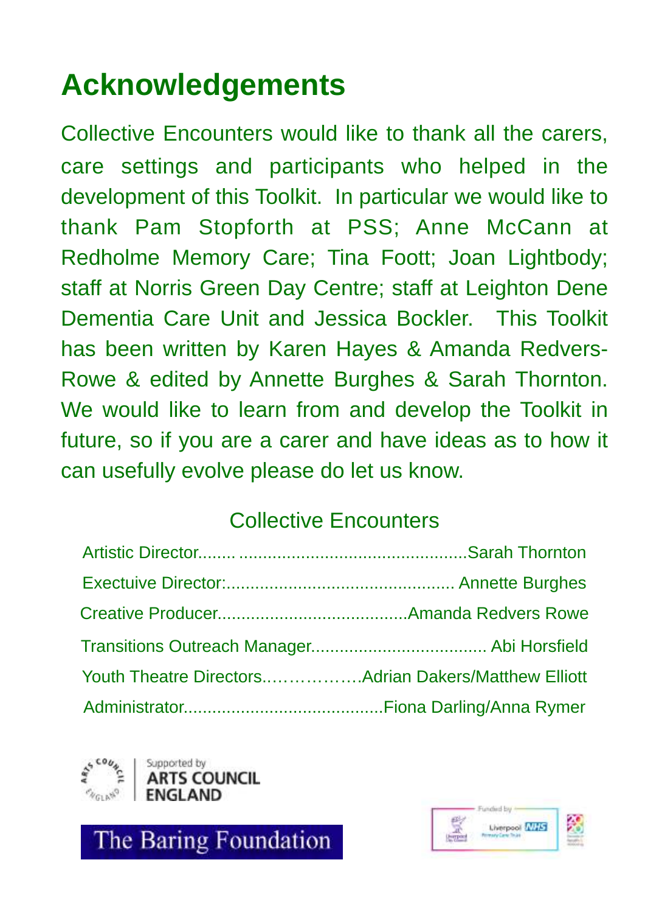# Acknowledgements

Collective Encounters would like to thank all the carers, care settings and participants who helped in the development of this Toolkit. In particular we would like to thank Pam Stopforth at PSS; Anne McCann at Redholme Memory Care; Tina Foott; Joan Lightbody; staff at Norris Green Day Centre; staff at Leighton Dene Dementia Care Unit and Jessica Bockler. This Toolkit has been written by Karen Hayes & Amanda Redvers-Rowe & edited by Annette Burghes & Sarah Thornton. We would like to learn from and develop the Toolkit in future, so if you are a carer and have ideas as to how it can usefully evolve please do let us know.

Collective Encounters

Artistic Director........ ................................................Sarah Thornton

Exectuive Director:............................................... Annette Burghes

Creative Producer.......................................Amanda Redvers Rowe

Transitions Outreach Manager.................................... Abi Horsfield

Youth Theatre Directors..……………..Adrian Dakers/Matthew Elliott

Administrator.........................................Fiona Darling/Anna Rymer

Supported by ARTS COUNCIL ENGLAND

The Baring Foundation

Funded by Liverpool City Council, Liverpool NHS Primary Care Trust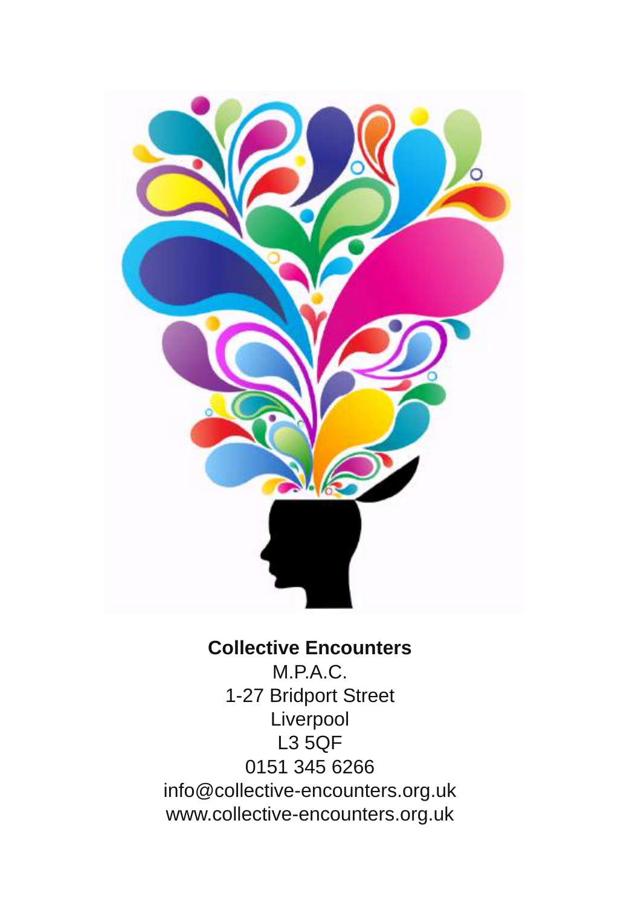**Collective Encounters**

M.P.A.C.
1-27 Bridport Street
Liverpool
L3 5QF
0151 345 6266
info@collective-encounters.org.uk
www.collective-encounters.org.uk